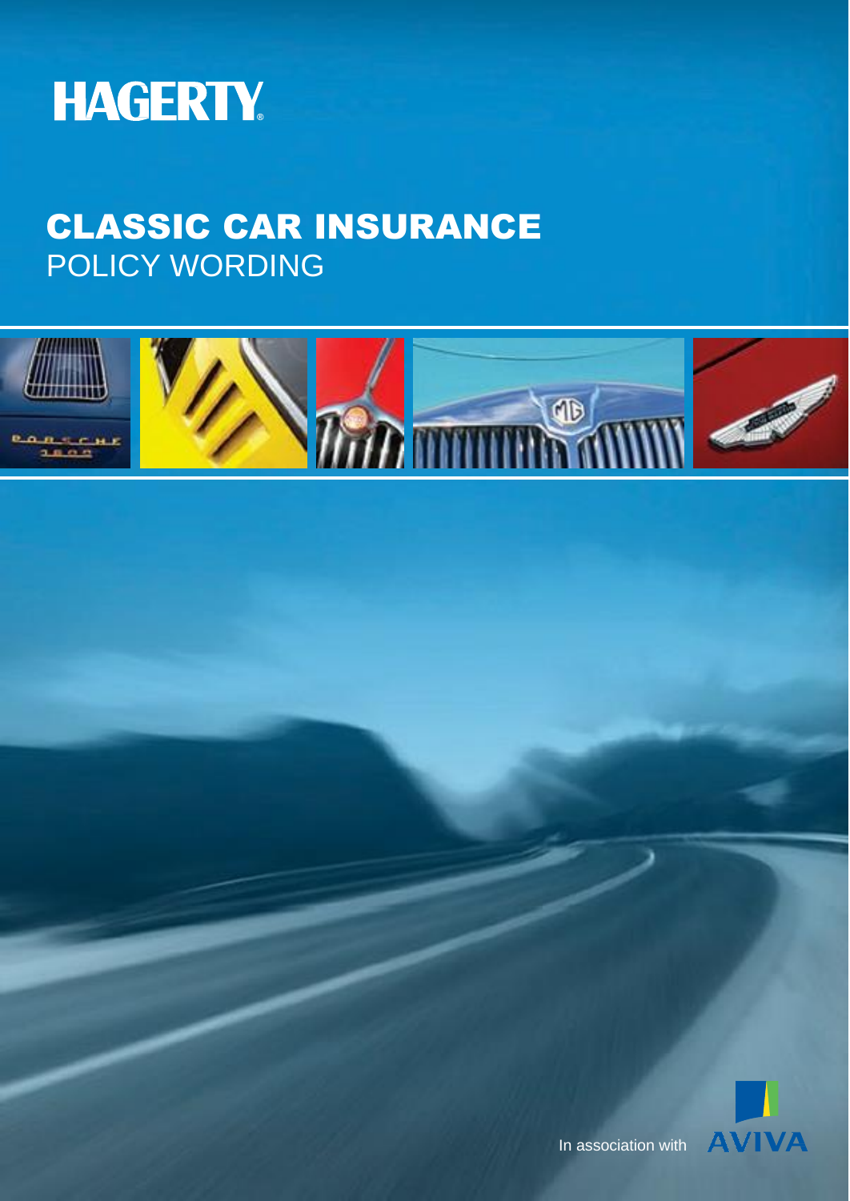HAGERTY®

# CLASSIC CAR INSURANCE

## POLICY WORDING

In association with AVIVA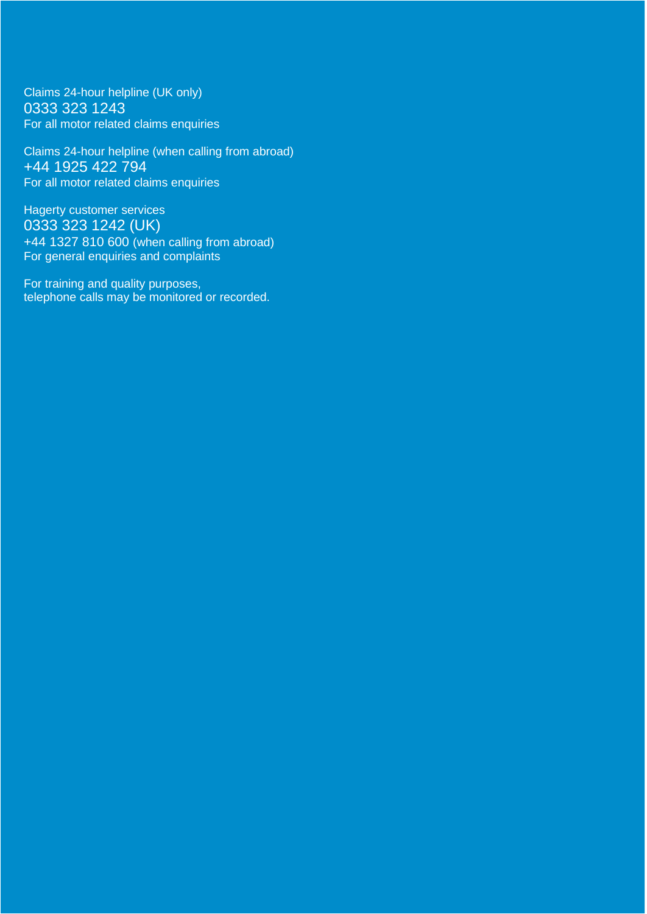Claims 24-hour helpline (UK only)
0333 323 1243
For all motor related claims enquiries

Claims 24-hour helpline (when calling from abroad)
+44 1925 422 794
For all motor related claims enquiries

Hagerty customer services
0333 323 1242 (UK)
+44 1327 810 600 (when calling from abroad)
For general enquiries and complaints

For training and quality purposes,
telephone calls may be monitored or recorded.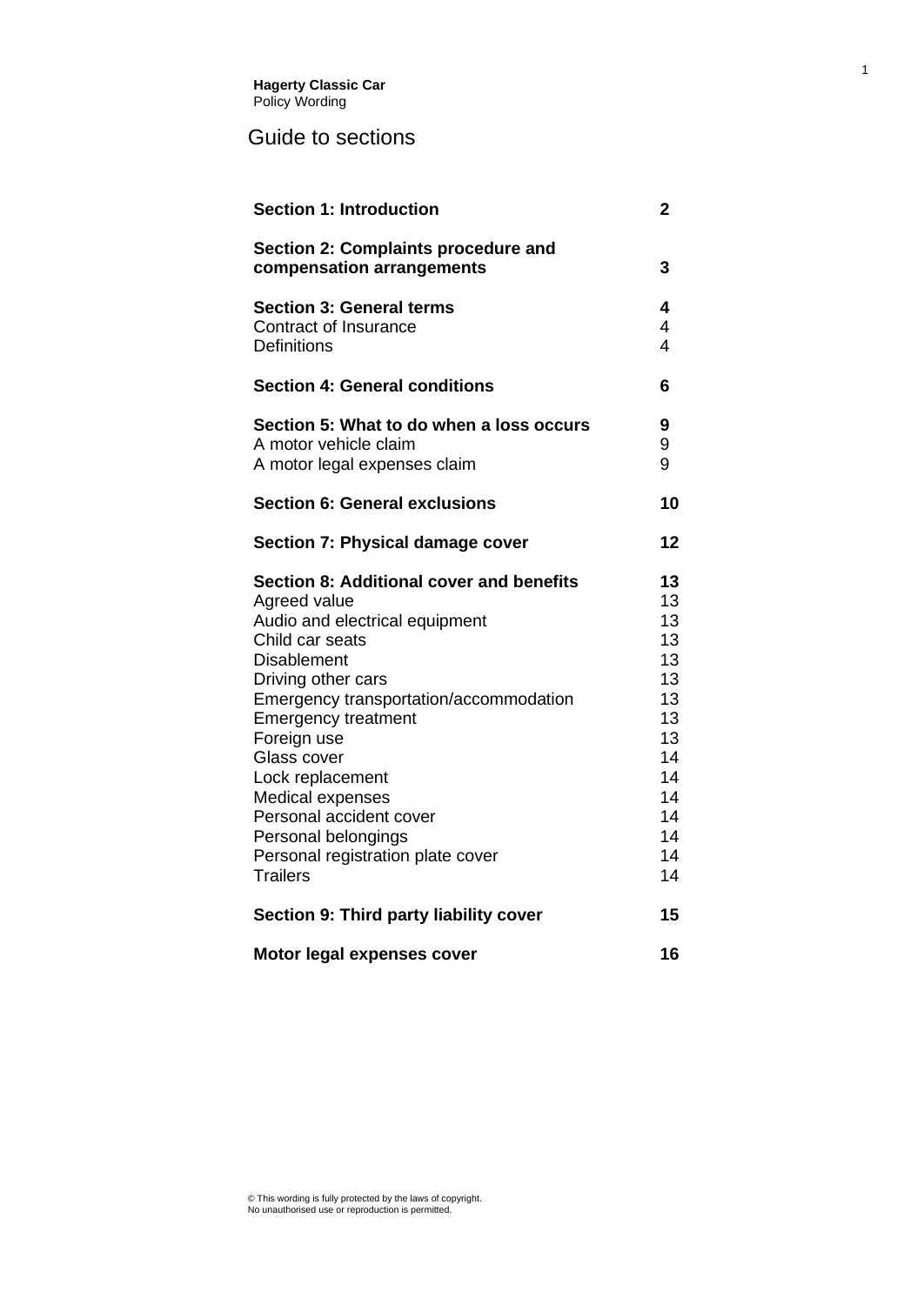**Hagerty Classic Car**
Policy Wording

# Guide to sections

| | |
|---|---|
| **Section 1: Introduction** | **2** |
| **Section 2: Complaints procedure and compensation arrangements** | **3** |
| **Section 3: General terms** | **4** |
| Contract of Insurance | 4 |
| Definitions | 4 |
| **Section 4: General conditions** | **6** |
| **Section 5: What to do when a loss occurs** | **9** |
| A motor vehicle claim | 9 |
| A motor legal expenses claim | 9 |
| **Section 6: General exclusions** | **10** |
| **Section 7: Physical damage cover** | **12** |
| **Section 8: Additional cover and benefits** | **13** |
| Agreed value | 13 |
| Audio and electrical equipment | 13 |
| Child car seats | 13 |
| Disablement | 13 |
| Driving other cars | 13 |
| Emergency transportation/accommodation | 13 |
| Emergency treatment | 13 |
| Foreign use | 13 |
| Glass cover | 14 |
| Lock replacement | 14 |
| Medical expenses | 14 |
| Personal accident cover | 14 |
| Personal belongings | 14 |
| Personal registration plate cover | 14 |
| Trailers | 14 |
| **Section 9: Third party liability cover** | **15** |
| **Motor legal expenses cover** | **16** |

© This wording is fully protected by the laws of copyright.
No unauthorised use or reproduction is permitted.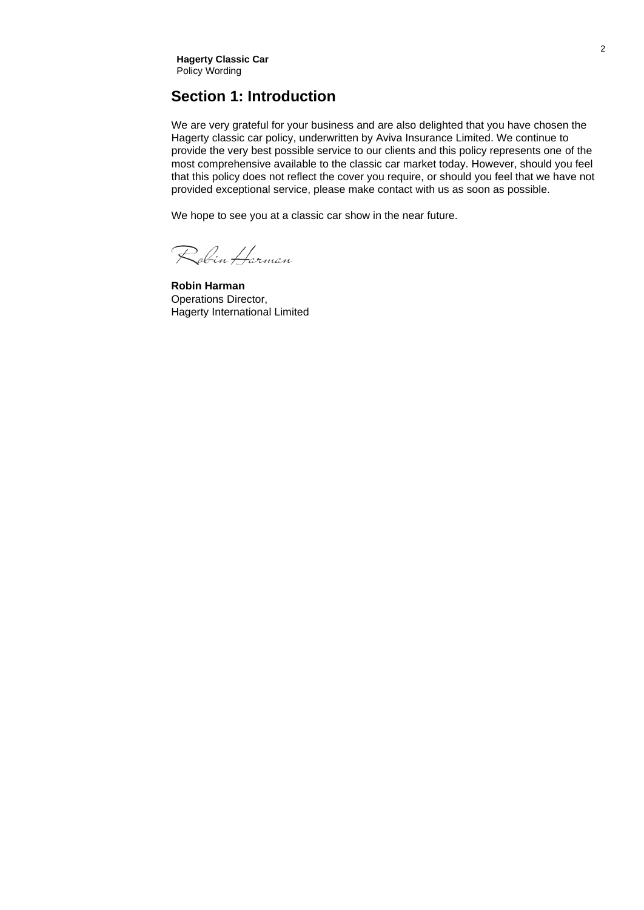## Section 1: Introduction

We are very grateful for your business and are also delighted that you have chosen the Hagerty classic car policy, underwritten by Aviva Insurance Limited. We continue to provide the very best possible service to our clients and this policy represents one of the most comprehensive available to the classic car market today. However, should you feel that this policy does not reflect the cover you require, or should you feel that we have not provided exceptional service, please make contact with us as soon as possible.

We hope to see you at a classic car show in the near future.

Robin Harman

**Robin Harman**
Operations Director,
Hagerty International Limited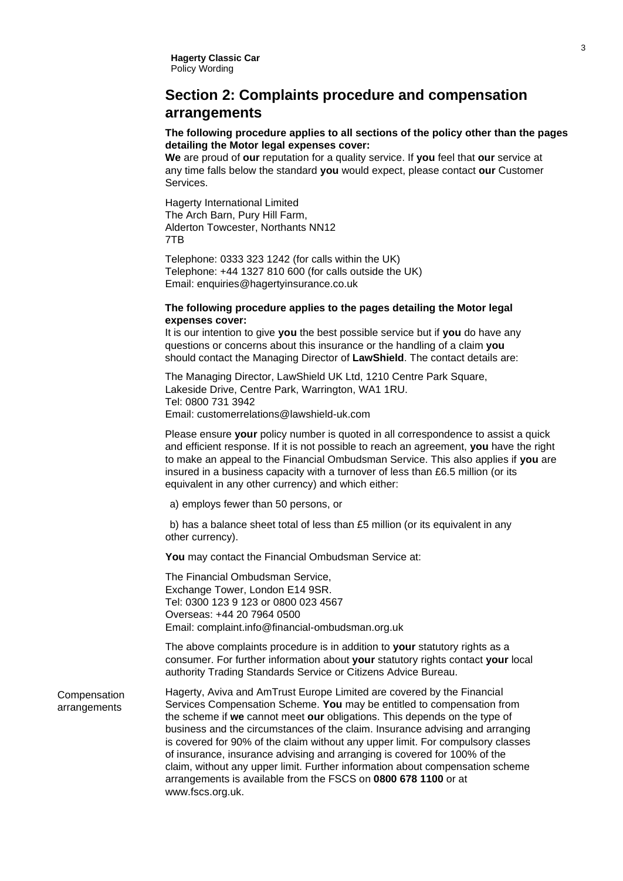## Section 2: Complaints procedure and compensation arrangements

**The following procedure applies to all sections of the policy other than the pages detailing the Motor legal expenses cover:**
**We** are proud of **our** reputation for a quality service. If **you** feel that **our** service at any time falls below the standard **you** would expect, please contact **our** Customer Services.

Hagerty International Limited
The Arch Barn, Pury Hill Farm,
Alderton Towcester, Northants NN12
7TB

Telephone: 0333 323 1242 (for calls within the UK)
Telephone: +44 1327 810 600 (for calls outside the UK)
Email: enquiries@hagertyinsurance.co.uk

**The following procedure applies to the pages detailing the Motor legal expenses cover:**
It is our intention to give **you** the best possible service but if **you** do have any questions or concerns about this insurance or the handling of a claim **you** should contact the Managing Director of **LawShield**. The contact details are:

The Managing Director, LawShield UK Ltd, 1210 Centre Park Square,
Lakeside Drive, Centre Park, Warrington, WA1 1RU.
Tel: 0800 731 3942
Email: customerrelations@lawshield-uk.com

Please ensure **your** policy number is quoted in all correspondence to assist a quick and efficient response. If it is not possible to reach an agreement, **you** have the right to make an appeal to the Financial Ombudsman Service. This also applies if **you** are insured in a business capacity with a turnover of less than £6.5 million (or its equivalent in any other currency) and which either:

a) employs fewer than 50 persons, or

b) has a balance sheet total of less than £5 million (or its equivalent in any other currency).

**You** may contact the Financial Ombudsman Service at:

The Financial Ombudsman Service,
Exchange Tower, London E14 9SR.
Tel: 0300 123 9 123 or 0800 023 4567
Overseas: +44 20 7964 0500
Email: complaint.info@financial-ombudsman.org.uk

The above complaints procedure is in addition to **your** statutory rights as a consumer. For further information about **your** statutory rights contact **your** local authority Trading Standards Service or Citizens Advice Bureau.

Compensation arrangements

Hagerty, Aviva and AmTrust Europe Limited are covered by the Financial Services Compensation Scheme. **You** may be entitled to compensation from the scheme if **we** cannot meet **our** obligations. This depends on the type of business and the circumstances of the claim. Insurance advising and arranging is covered for 90% of the claim without any upper limit. For compulsory classes of insurance, insurance advising and arranging is covered for 100% of the claim, without any upper limit. Further information about compensation scheme arrangements is available from the FSCS on **0800 678 1100** or at www.fscs.org.uk.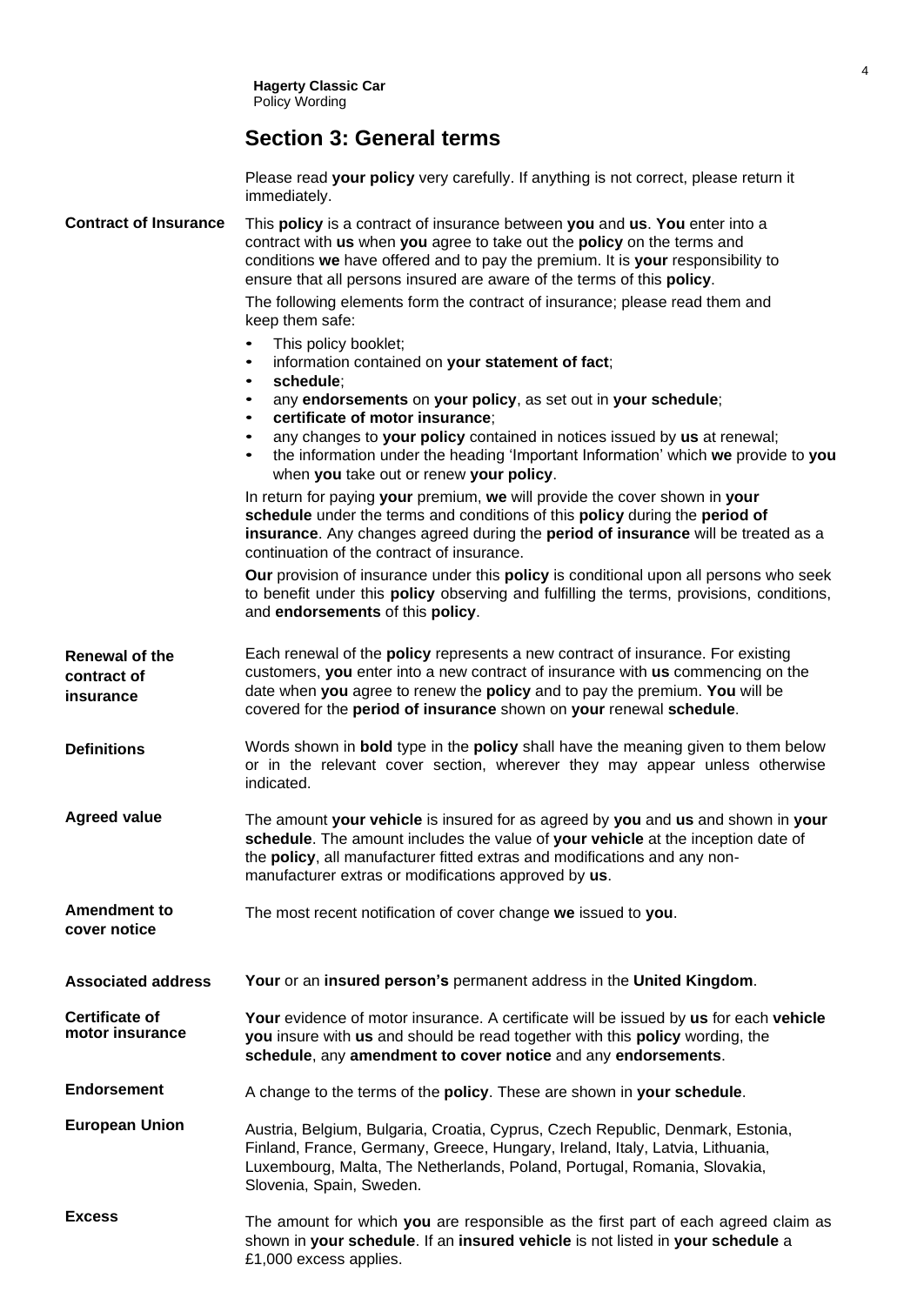## Section 3: General terms

Please read **your policy** very carefully. If anything is not correct, please return it immediately.

**Contract of Insurance**

This **policy** is a contract of insurance between **you** and **us**. **You** enter into a contract with **us** when **you** agree to take out the **policy** on the terms and conditions **we** have offered and to pay the premium. It is **your** responsibility to ensure that all persons insured are aware of the terms of this **policy**.

The following elements form the contract of insurance; please read them and keep them safe:

- This policy booklet;
- information contained on **your statement of fact**;
- **schedule**;
- any **endorsements** on **your policy**, as set out in **your schedule**;
- **certificate of motor insurance**;
- any changes to **your policy** contained in notices issued by **us** at renewal;
- the information under the heading 'Important Information' which **we** provide to **you** when **you** take out or renew **your policy**.

In return for paying **your** premium, **we** will provide the cover shown in **your schedule** under the terms and conditions of this **policy** during the **period of insurance**. Any changes agreed during the **period of insurance** will be treated as a continuation of the contract of insurance.

**Our** provision of insurance under this **policy** is conditional upon all persons who seek to benefit under this **policy** observing and fulfilling the terms, provisions, conditions, and **endorsements** of this **policy**.

**Renewal of the contract of insurance**

Each renewal of the **policy** represents a new contract of insurance. For existing customers, **you** enter into a new contract of insurance with **us** commencing on the date when **you** agree to renew the **policy** and to pay the premium. **You** will be covered for the **period of insurance** shown on **your** renewal **schedule**.

**Definitions**

Words shown in **bold** type in the **policy** shall have the meaning given to them below or in the relevant cover section, wherever they may appear unless otherwise indicated.

**Agreed value**

The amount **your vehicle** is insured for as agreed by **you** and **us** and shown in **your schedule**. The amount includes the value of **your vehicle** at the inception date of the **policy**, all manufacturer fitted extras and modifications and any non-manufacturer extras or modifications approved by **us**.

**Amendment to cover notice**

The most recent notification of cover change **we** issued to **you**.

**Associated address**

**Your** or an **insured person's** permanent address in the **United Kingdom**.

**Certificate of motor insurance**

**Your** evidence of motor insurance. A certificate will be issued by **us** for each **vehicle you** insure with **us** and should be read together with this **policy** wording, the **schedule**, any **amendment to cover notice** and any **endorsements**.

**Endorsement**

A change to the terms of the **policy**. These are shown in **your schedule**.

**European Union**

Austria, Belgium, Bulgaria, Croatia, Cyprus, Czech Republic, Denmark, Estonia, Finland, France, Germany, Greece, Hungary, Ireland, Italy, Latvia, Lithuania, Luxembourg, Malta, The Netherlands, Poland, Portugal, Romania, Slovakia, Slovenia, Spain, Sweden.

**Excess**

The amount for which **you** are responsible as the first part of each agreed claim as shown in **your schedule**. If an **insured vehicle** is not listed in **your schedule** a £1,000 excess applies.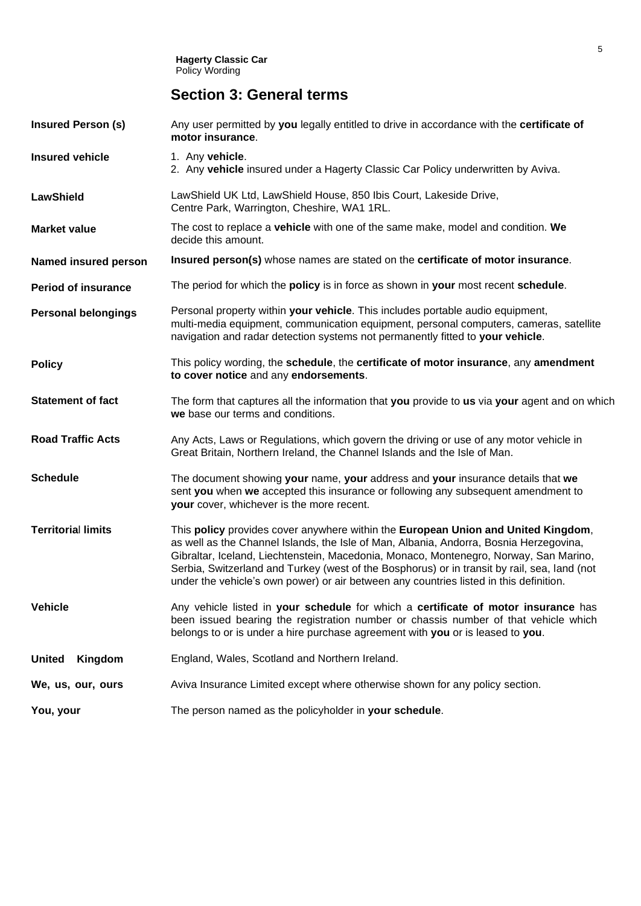## Section 3: General terms

| | |
|---|---|
| **Insured Person (s)** | Any user permitted by **you** legally entitled to drive in accordance with the **certificate of motor insurance**. |
| **Insured vehicle** | 1. Any **vehicle**.<br>2. Any **vehicle** insured under a Hagerty Classic Car Policy underwritten by Aviva. |
| **LawShield** | LawShield UK Ltd, LawShield House, 850 Ibis Court, Lakeside Drive, Centre Park, Warrington, Cheshire, WA1 1RL. |
| **Market value** | The cost to replace a **vehicle** with one of the same make, model and condition. **We** decide this amount. |
| **Named insured person** | **Insured person(s)** whose names are stated on the **certificate of motor insurance**. |
| **Period of insurance** | The period for which the **policy** is in force as shown in **your** most recent **schedule**. |
| **Personal belongings** | Personal property within **your vehicle**. This includes portable audio equipment, multi-media equipment, communication equipment, personal computers, cameras, satellite navigation and radar detection systems not permanently fitted to **your vehicle**. |
| **Policy** | This policy wording, the **schedule**, the **certificate of motor insurance**, any **amendment to cover notice** and any **endorsements**. |
| **Statement of fact** | The form that captures all the information that **you** provide to **us** via **your** agent and on which **we** base our terms and conditions. |
| **Road Traffic Acts** | Any Acts, Laws or Regulations, which govern the driving or use of any motor vehicle in Great Britain, Northern Ireland, the Channel Islands and the Isle of Man. |
| **Schedule** | The document showing **your** name, **your** address and **your** insurance details that **we** sent **you** when **we** accepted this insurance or following any subsequent amendment to **your** cover, whichever is the more recent. |
| **Territorial limits** | This **policy** provides cover anywhere within the **European Union and United Kingdom**, as well as the Channel Islands, the Isle of Man, Albania, Andorra, Bosnia Herzegovina, Gibraltar, Iceland, Liechtenstein, Macedonia, Monaco, Montenegro, Norway, San Marino, Serbia, Switzerland and Turkey (west of the Bosphorus) or in transit by rail, sea, land (not under the vehicle's own power) or air between any countries listed in this definition. |
| **Vehicle** | Any vehicle listed in **your schedule** for which a **certificate of motor insurance** has been issued bearing the registration number or chassis number of that vehicle which belongs to or is under a hire purchase agreement with **you** or is leased to **you**. |
| **United Kingdom** | England, Wales, Scotland and Northern Ireland. |
| **We, us, our, ours** | Aviva Insurance Limited except where otherwise shown for any policy section. |
| **You, your** | The person named as the policyholder in **your schedule**. |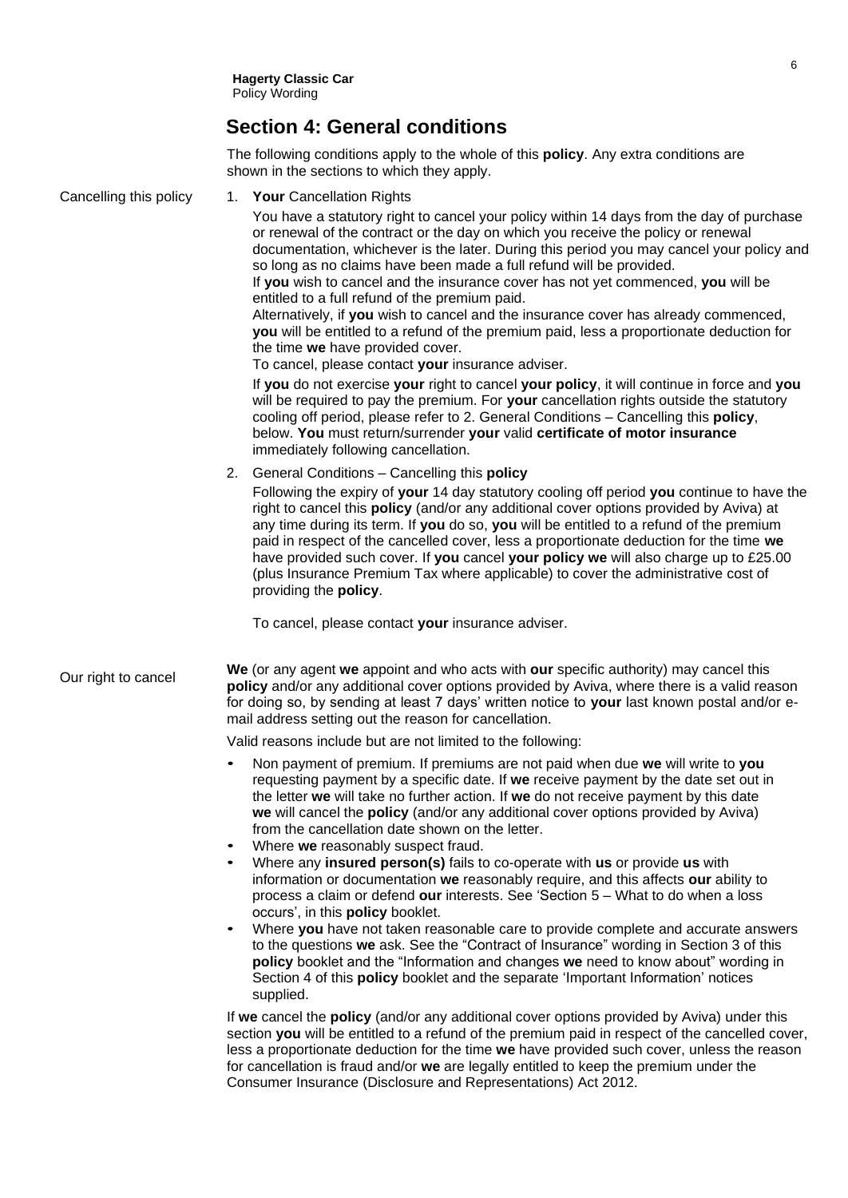## Section 4: General conditions

The following conditions apply to the whole of this **policy**. Any extra conditions are shown in the sections to which they apply.

### Cancelling this policy

1. **Your** Cancellation Rights

   You have a statutory right to cancel your policy within 14 days from the day of purchase or renewal of the contract or the day on which you receive the policy or renewal documentation, whichever is the later. During this period you may cancel your policy and so long as no claims have been made a full refund will be provided.
   If **you** wish to cancel and the insurance cover has not yet commenced, **you** will be entitled to a full refund of the premium paid.
   Alternatively, if **you** wish to cancel and the insurance cover has already commenced, **you** will be entitled to a refund of the premium paid, less a proportionate deduction for the time **we** have provided cover.
   To cancel, please contact **your** insurance adviser.

   If **you** do not exercise **your** right to cancel **your policy**, it will continue in force and **you** will be required to pay the premium. For **your** cancellation rights outside the statutory cooling off period, please refer to 2. General Conditions – Cancelling this **policy**, below. **You** must return/surrender **your** valid **certificate of motor insurance** immediately following cancellation.

2. General Conditions – Cancelling this **policy**

   Following the expiry of **your** 14 day statutory cooling off period **you** continue to have the right to cancel this **policy** (and/or any additional cover options provided by Aviva) at any time during its term. If **you** do so, **you** will be entitled to a refund of the premium paid in respect of the cancelled cover, less a proportionate deduction for the time **we** have provided such cover. If **you** cancel **your policy we** will also charge up to £25.00 (plus Insurance Premium Tax where applicable) to cover the administrative cost of providing the **policy**.

   To cancel, please contact **your** insurance adviser.

### Our right to cancel

**We** (or any agent **we** appoint and who acts with **our** specific authority) may cancel this **policy** and/or any additional cover options provided by Aviva, where there is a valid reason for doing so, by sending at least 7 days' written notice to **your** last known postal and/or e-mail address setting out the reason for cancellation.

Valid reasons include but are not limited to the following:

- Non payment of premium. If premiums are not paid when due **we** will write to **you** requesting payment by a specific date. If **we** receive payment by the date set out in the letter **we** will take no further action. If **we** do not receive payment by this date **we** will cancel the **policy** (and/or any additional cover options provided by Aviva) from the cancellation date shown on the letter.
- Where **we** reasonably suspect fraud.
- Where any **insured person(s)** fails to co-operate with **us** or provide **us** with information or documentation **we** reasonably require, and this affects **our** ability to process a claim or defend **our** interests. See 'Section 5 – What to do when a loss occurs', in this **policy** booklet.
- Where **you** have not taken reasonable care to provide complete and accurate answers to the questions **we** ask. See the "Contract of Insurance" wording in Section 3 of this **policy** booklet and the "Information and changes **we** need to know about" wording in Section 4 of this **policy** booklet and the separate 'Important Information' notices supplied.

If **we** cancel the **policy** (and/or any additional cover options provided by Aviva) under this section **you** will be entitled to a refund of the premium paid in respect of the cancelled cover, less a proportionate deduction for the time **we** have provided such cover, unless the reason for cancellation is fraud and/or **we** are legally entitled to keep the premium under the Consumer Insurance (Disclosure and Representations) Act 2012.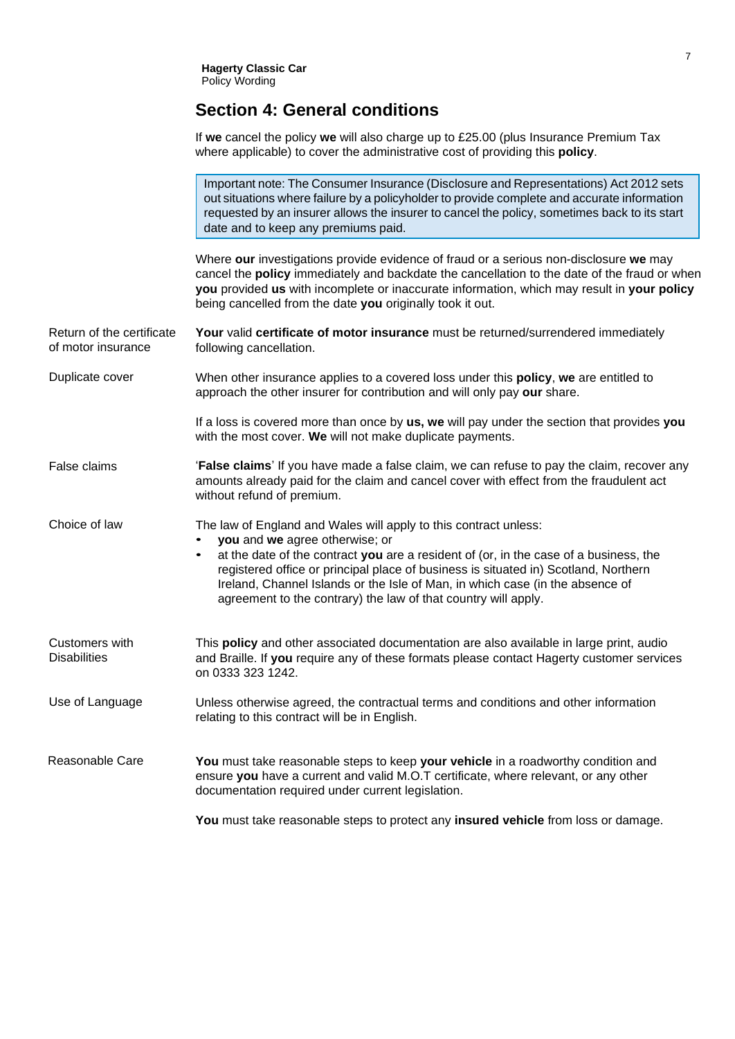## Section 4: General conditions

If **we** cancel the policy **we** will also charge up to £25.00 (plus Insurance Premium Tax where applicable) to cover the administrative cost of providing this **policy**.

> Important note: The Consumer Insurance (Disclosure and Representations) Act 2012 sets out situations where failure by a policyholder to provide complete and accurate information requested by an insurer allows the insurer to cancel the policy, sometimes back to its start date and to keep any premiums paid.

Where **our** investigations provide evidence of fraud or a serious non-disclosure **we** may cancel the **policy** immediately and backdate the cancellation to the date of the fraud or when **you** provided **us** with incomplete or inaccurate information, which may result in **your policy** being cancelled from the date **you** originally took it out.

**Return of the certificate of motor insurance**

**Your** valid **certificate of motor insurance** must be returned/surrendered immediately following cancellation.

**Duplicate cover**

When other insurance applies to a covered loss under this **policy**, **we** are entitled to approach the other insurer for contribution and will only pay **our** share.

If a loss is covered more than once by **us, we** will pay under the section that provides **you** with the most cover. **We** will not make duplicate payments.

**False claims**

'**False claims**' If you have made a false claim, we can refuse to pay the claim, recover any amounts already paid for the claim and cancel cover with effect from the fraudulent act without refund of premium.

**Choice of law**

The law of England and Wales will apply to this contract unless:

- **you** and **we** agree otherwise; or
- at the date of the contract **you** are a resident of (or, in the case of a business, the registered office or principal place of business is situated in) Scotland, Northern Ireland, Channel Islands or the Isle of Man, in which case (in the absence of agreement to the contrary) the law of that country will apply.

**Customers with Disabilities**

This **policy** and other associated documentation are also available in large print, audio and Braille. If **you** require any of these formats please contact Hagerty customer services on 0333 323 1242.

**Use of Language**

Unless otherwise agreed, the contractual terms and conditions and other information relating to this contract will be in English.

**Reasonable Care**

**You** must take reasonable steps to keep **your vehicle** in a roadworthy condition and ensure **you** have a current and valid M.O.T certificate, where relevant, or any other documentation required under current legislation.

**You** must take reasonable steps to protect any **insured vehicle** from loss or damage.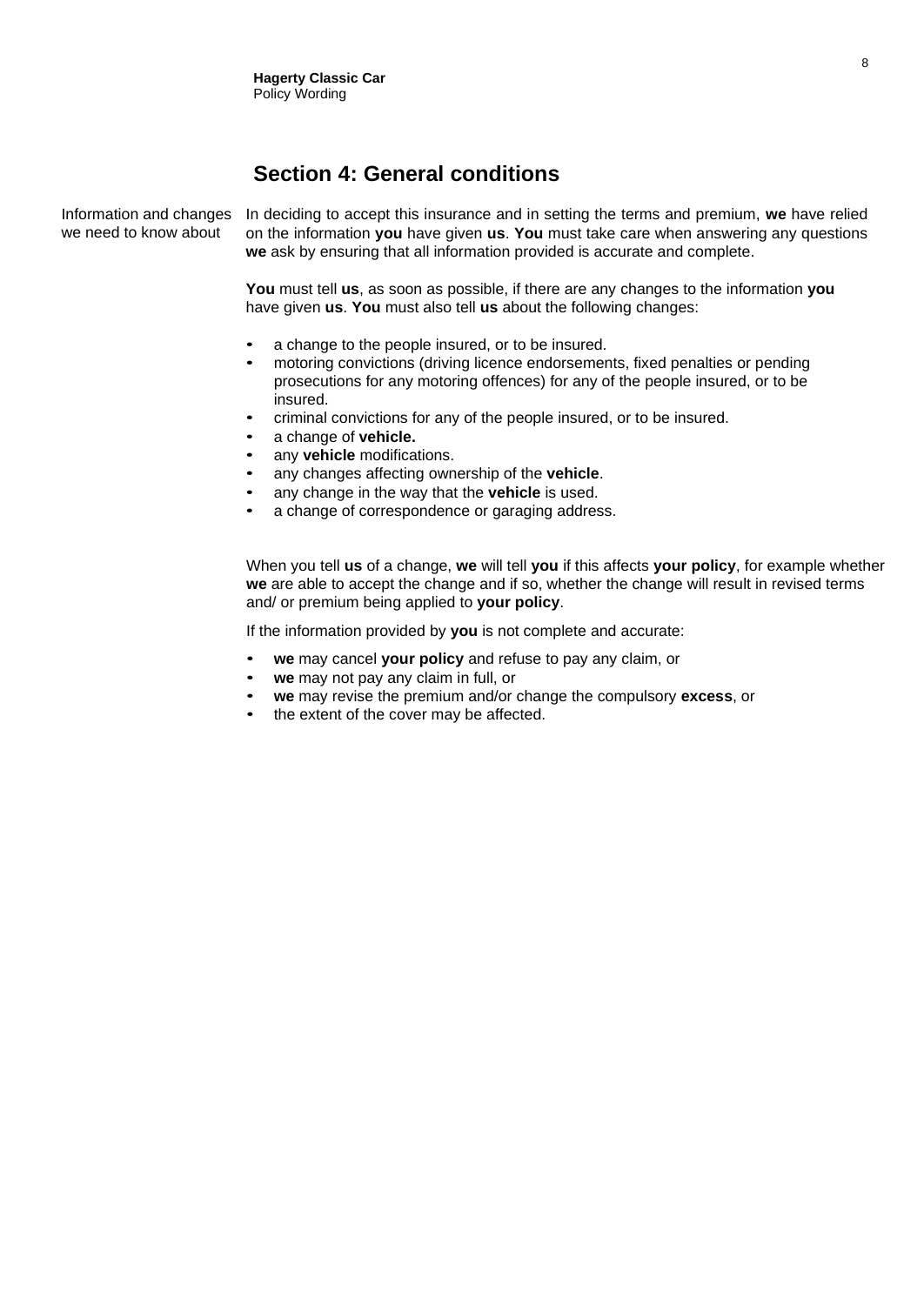## Section 4: General conditions

**Information and changes we need to know about**

In deciding to accept this insurance and in setting the terms and premium, **we** have relied on the information **you** have given **us**. **You** must take care when answering any questions **we** ask by ensuring that all information provided is accurate and complete.

**You** must tell **us**, as soon as possible, if there are any changes to the information **you** have given **us**. **You** must also tell **us** about the following changes:

- a change to the people insured, or to be insured.
- motoring convictions (driving licence endorsements, fixed penalties or pending prosecutions for any motoring offences) for any of the people insured, or to be insured.
- criminal convictions for any of the people insured, or to be insured.
- a change of **vehicle.**
- any **vehicle** modifications.
- any changes affecting ownership of the **vehicle**.
- any change in the way that the **vehicle** is used.
- a change of correspondence or garaging address.

When you tell **us** of a change, **we** will tell **you** if this affects **your policy**, for example whether **we** are able to accept the change and if so, whether the change will result in revised terms and/ or premium being applied to **your policy**.

If the information provided by **you** is not complete and accurate:

- **we** may cancel **your policy** and refuse to pay any claim, or
- **we** may not pay any claim in full, or
- **we** may revise the premium and/or change the compulsory **excess**, or
- the extent of the cover may be affected.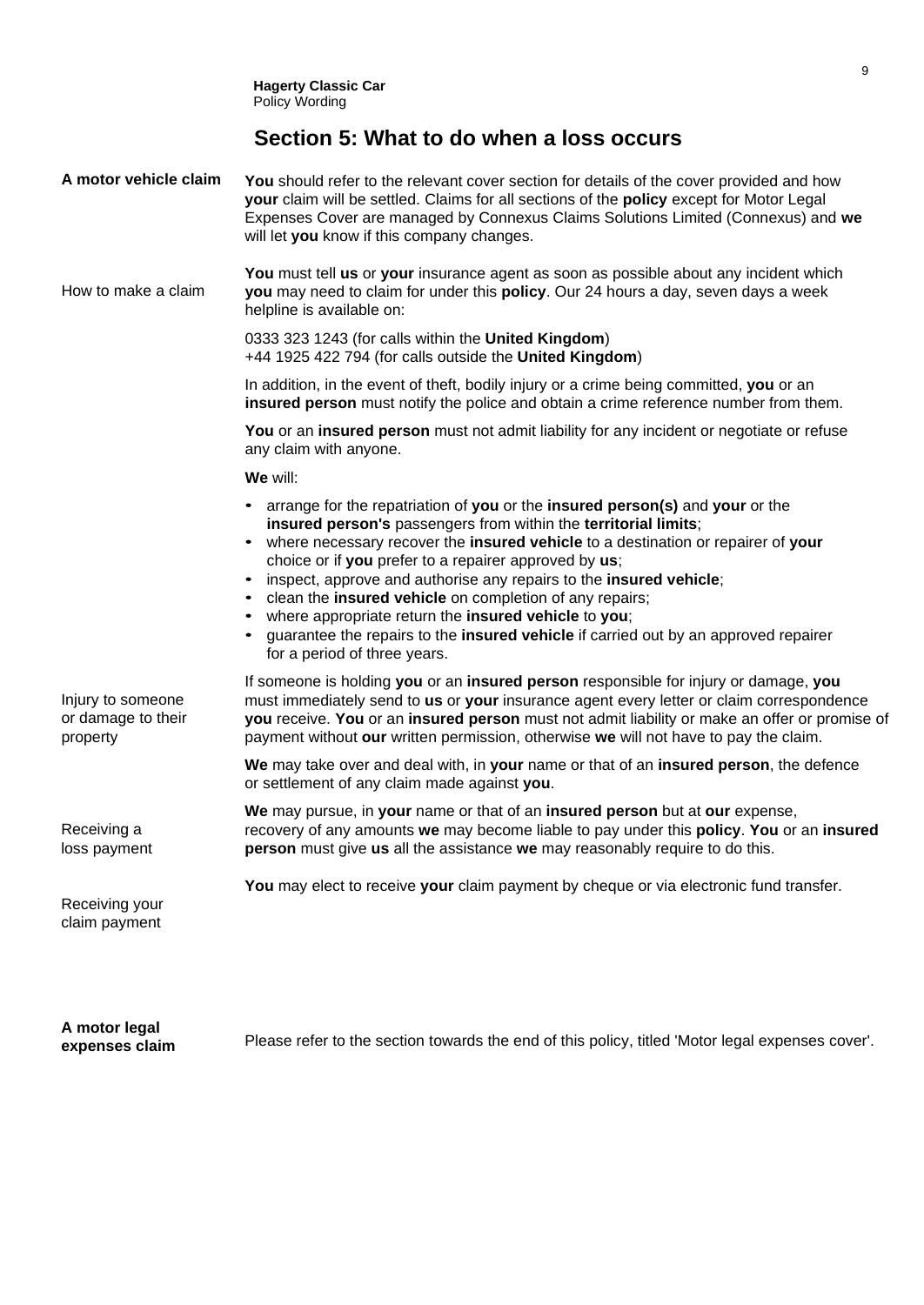# Section 5: What to do when a loss occurs

**A motor vehicle claim**

**You** should refer to the relevant cover section for details of the cover provided and how **your** claim will be settled. Claims for all sections of the **policy** except for Motor Legal Expenses Cover are managed by Connexus Claims Solutions Limited (Connexus) and **we** will let **you** know if this company changes.

How to make a claim

**You** must tell **us** or **your** insurance agent as soon as possible about any incident which **you** may need to claim for under this **policy**. Our 24 hours a day, seven days a week helpline is available on:

0333 323 1243 (for calls within the **United Kingdom**)
+44 1925 422 794 (for calls outside the **United Kingdom**)

In addition, in the event of theft, bodily injury or a crime being committed, **you** or an **insured person** must notify the police and obtain a crime reference number from them.

**You** or an **insured person** must not admit liability for any incident or negotiate or refuse any claim with anyone.

**We** will:

- arrange for the repatriation of **you** or the **insured person(s)** and **your** or the **insured person's** passengers from within the **territorial limits**;
- where necessary recover the **insured vehicle** to a destination or repairer of **your** choice or if **you** prefer to a repairer approved by **us**;
- inspect, approve and authorise any repairs to the **insured vehicle**;
- clean the **insured vehicle** on completion of any repairs;
- where appropriate return the **insured vehicle** to **you**;
- guarantee the repairs to the **insured vehicle** if carried out by an approved repairer for a period of three years.

Injury to someone or damage to their property

If someone is holding **you** or an **insured person** responsible for injury or damage, **you** must immediately send to **us** or **your** insurance agent every letter or claim correspondence **you** receive. **You** or an **insured person** must not admit liability or make an offer or promise of payment without **our** written permission, otherwise **we** will not have to pay the claim.

**We** may take over and deal with, in **your** name or that of an **insured person**, the defence or settlement of any claim made against **you**.

Receiving a loss payment

**We** may pursue, in **your** name or that of an **insured person** but at **our** expense, recovery of any amounts **we** may become liable to pay under this **policy**. **You** or an **insured person** must give **us** all the assistance **we** may reasonably require to do this.

Receiving your claim payment

**You** may elect to receive **your** claim payment by cheque or via electronic fund transfer.

**A motor legal expenses claim**

Please refer to the section towards the end of this policy, titled 'Motor legal expenses cover'.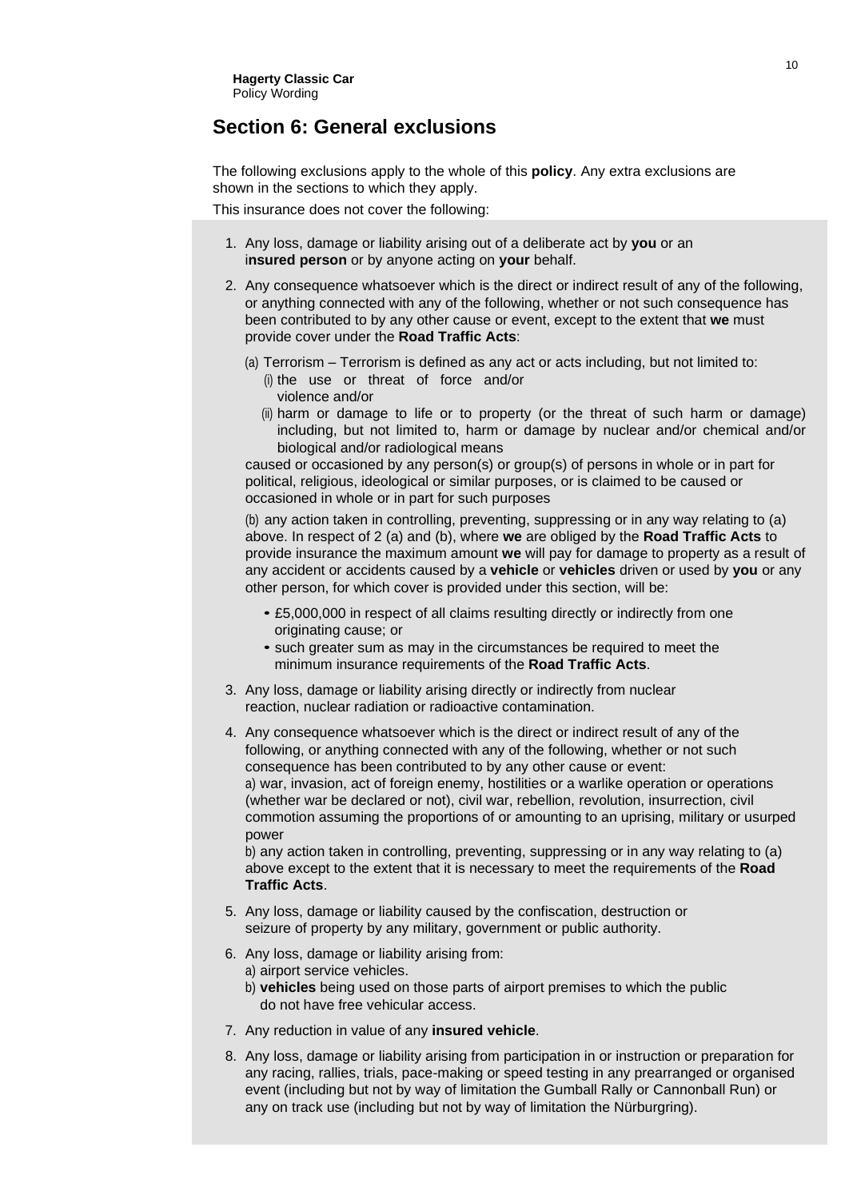## Section 6: General exclusions

The following exclusions apply to the whole of this **policy**. Any extra exclusions are shown in the sections to which they apply.

This insurance does not cover the following:

1. Any loss, damage or liability arising out of a deliberate act by **you** or an i**nsured person** or by anyone acting on **your** behalf.

2. Any consequence whatsoever which is the direct or indirect result of any of the following, or anything connected with any of the following, whether or not such consequence has been contributed to by any other cause or event, except to the extent that **we** must provide cover under the **Road Traffic Acts**:

   (a) Terrorism – Terrorism is defined as any act or acts including, but not limited to:
      (i) the use or threat of force and/or violence and/or
      (ii) harm or damage to life or to property (or the threat of such harm or damage) including, but not limited to, harm or damage by nuclear and/or chemical and/or biological and/or radiological means

   caused or occasioned by any person(s) or group(s) of persons in whole or in part for political, religious, ideological or similar purposes, or is claimed to be caused or occasioned in whole or in part for such purposes

   (b) any action taken in controlling, preventing, suppressing or in any way relating to (a) above. In respect of 2 (a) and (b), where **we** are obliged by the **Road Traffic Acts** to provide insurance the maximum amount **we** will pay for damage to property as a result of any accident or accidents caused by a **vehicle** or **vehicles** driven or used by **you** or any other person, for which cover is provided under this section, will be:

   - £5,000,000 in respect of all claims resulting directly or indirectly from one originating cause; or
   - such greater sum as may in the circumstances be required to meet the minimum insurance requirements of the **Road Traffic Acts**.

3. Any loss, damage or liability arising directly or indirectly from nuclear reaction, nuclear radiation or radioactive contamination.

4. Any consequence whatsoever which is the direct or indirect result of any of the following, or anything connected with any of the following, whether or not such consequence has been contributed to by any other cause or event:
   a) war, invasion, act of foreign enemy, hostilities or a warlike operation or operations (whether war be declared or not), civil war, rebellion, revolution, insurrection, civil commotion assuming the proportions of or amounting to an uprising, military or usurped power
   b) any action taken in controlling, preventing, suppressing or in any way relating to (a) above except to the extent that it is necessary to meet the requirements of the **Road Traffic Acts**.

5. Any loss, damage or liability caused by the confiscation, destruction or seizure of property by any military, government or public authority.

6. Any loss, damage or liability arising from:
   a) airport service vehicles.
   b) **vehicles** being used on those parts of airport premises to which the public do not have free vehicular access.

7. Any reduction in value of any **insured vehicle**.

8. Any loss, damage or liability arising from participation in or instruction or preparation for any racing, rallies, trials, pace-making or speed testing in any prearranged or organised event (including but not by way of limitation the Gumball Rally or Cannonball Run) or any on track use (including but not by way of limitation the Nürburgring).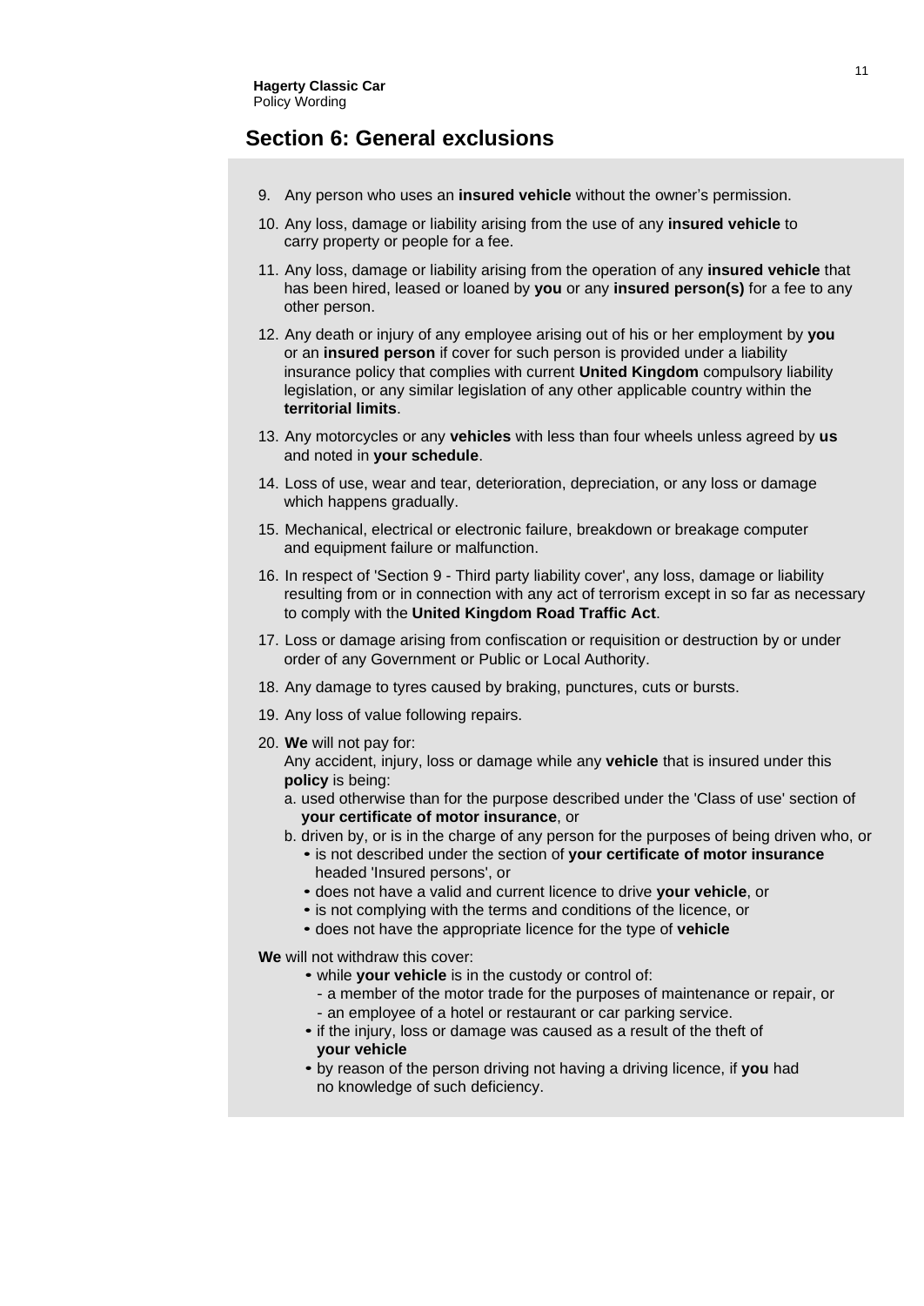## Section 6: General exclusions

9. Any person who uses an **insured vehicle** without the owner's permission.
10. Any loss, damage or liability arising from the use of any **insured vehicle** to carry property or people for a fee.
11. Any loss, damage or liability arising from the operation of any **insured vehicle** that has been hired, leased or loaned by **you** or any **insured person(s)** for a fee to any other person.
12. Any death or injury of any employee arising out of his or her employment by **you** or an **insured person** if cover for such person is provided under a liability insurance policy that complies with current **United Kingdom** compulsory liability legislation, or any similar legislation of any other applicable country within the **territorial limits**.
13. Any motorcycles or any **vehicles** with less than four wheels unless agreed by **us** and noted in **your schedule**.
14. Loss of use, wear and tear, deterioration, depreciation, or any loss or damage which happens gradually.
15. Mechanical, electrical or electronic failure, breakdown or breakage computer and equipment failure or malfunction.
16. In respect of 'Section 9 - Third party liability cover', any loss, damage or liability resulting from or in connection with any act of terrorism except in so far as necessary to comply with the **United Kingdom Road Traffic Act**.
17. Loss or damage arising from confiscation or requisition or destruction by or under order of any Government or Public or Local Authority.
18. Any damage to tyres caused by braking, punctures, cuts or bursts.
19. Any loss of value following repairs.
20. **We** will not pay for:

    Any accident, injury, loss or damage while any **vehicle** that is insured under this **policy** is being:

    a. used otherwise than for the purpose described under the 'Class of use' section of **your certificate of motor insurance**, or

    b. driven by, or is in the charge of any person for the purposes of being driven who, or
    - is not described under the section of **your certificate of motor insurance** headed 'Insured persons', or
    - does not have a valid and current licence to drive **your vehicle**, or
    - is not complying with the terms and conditions of the licence, or
    - does not have the appropriate licence for the type of **vehicle**

**We** will not withdraw this cover:

- while **your vehicle** is in the custody or control of:
  - a member of the motor trade for the purposes of maintenance or repair, or
  - an employee of a hotel or restaurant or car parking service.
- if the injury, loss or damage was caused as a result of the theft of **your vehicle**
- by reason of the person driving not having a driving licence, if **you** had no knowledge of such deficiency.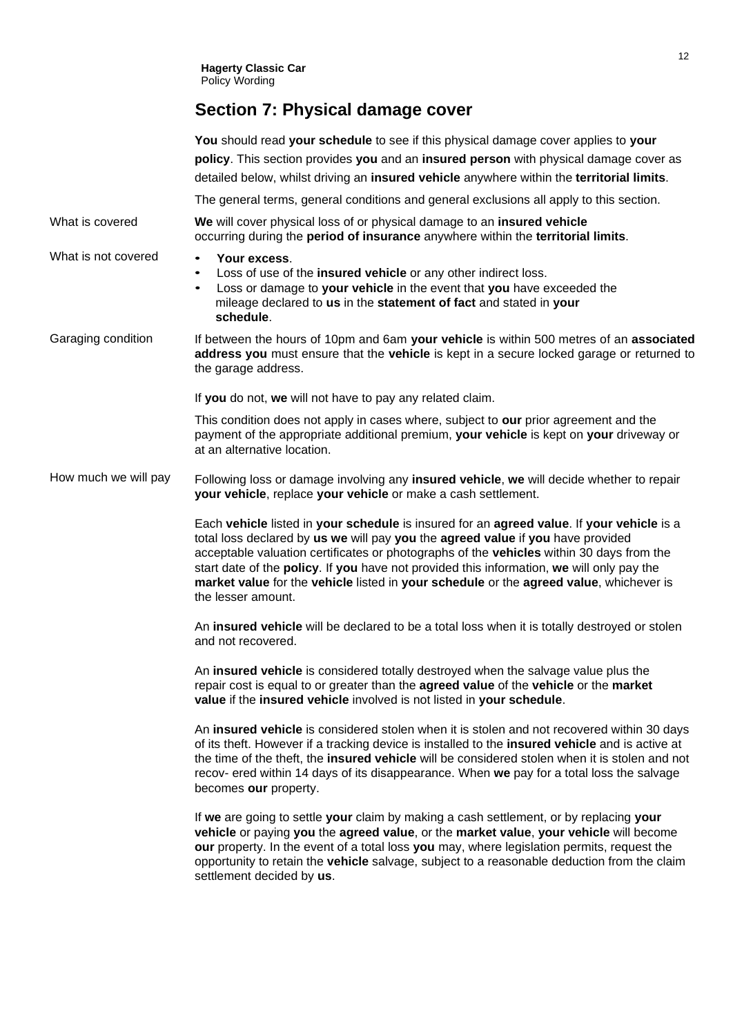## Section 7: Physical damage cover

**You** should read **your schedule** to see if this physical damage cover applies to **your policy**. This section provides **you** and an **insured person** with physical damage cover as detailed below, whilst driving an **insured vehicle** anywhere within the **territorial limits**.

The general terms, general conditions and general exclusions all apply to this section.

**What is covered**

**We** will cover physical loss of or physical damage to an **insured vehicle** occurring during the **period of insurance** anywhere within the **territorial limits**.

**What is not covered**

- **Your excess**.
- Loss of use of the **insured vehicle** or any other indirect loss.
- Loss or damage to **your vehicle** in the event that **you** have exceeded the mileage declared to **us** in the **statement of fact** and stated in **your schedule**.

**Garaging condition**

If between the hours of 10pm and 6am **your vehicle** is within 500 metres of an **associated address you** must ensure that the **vehicle** is kept in a secure locked garage or returned to the garage address.

If **you** do not, **we** will not have to pay any related claim.

This condition does not apply in cases where, subject to **our** prior agreement and the payment of the appropriate additional premium, **your vehicle** is kept on **your** driveway or at an alternative location.

**How much we will pay**

Following loss or damage involving any **insured vehicle**, **we** will decide whether to repair **your vehicle**, replace **your vehicle** or make a cash settlement.

Each **vehicle** listed in **your schedule** is insured for an **agreed value**. If **your vehicle** is a total loss declared by **us we** will pay **you** the **agreed value** if **you** have provided acceptable valuation certificates or photographs of the **vehicles** within 30 days from the start date of the **policy**. If **you** have not provided this information, **we** will only pay the **market value** for the **vehicle** listed in **your schedule** or the **agreed value**, whichever is the lesser amount.

An **insured vehicle** will be declared to be a total loss when it is totally destroyed or stolen and not recovered.

An **insured vehicle** is considered totally destroyed when the salvage value plus the repair cost is equal to or greater than the **agreed value** of the **vehicle** or the **market value** if the **insured vehicle** involved is not listed in **your schedule**.

An **insured vehicle** is considered stolen when it is stolen and not recovered within 30 days of its theft. However if a tracking device is installed to the **insured vehicle** and is active at the time of the theft, the **insured vehicle** will be considered stolen when it is stolen and not recov- ered within 14 days of its disappearance. When **we** pay for a total loss the salvage becomes **our** property.

If **we** are going to settle **your** claim by making a cash settlement, or by replacing **your vehicle** or paying **you** the **agreed value**, or the **market value**, **your vehicle** will become **our** property. In the event of a total loss **you** may, where legislation permits, request the opportunity to retain the **vehicle** salvage, subject to a reasonable deduction from the claim settlement decided by **us**.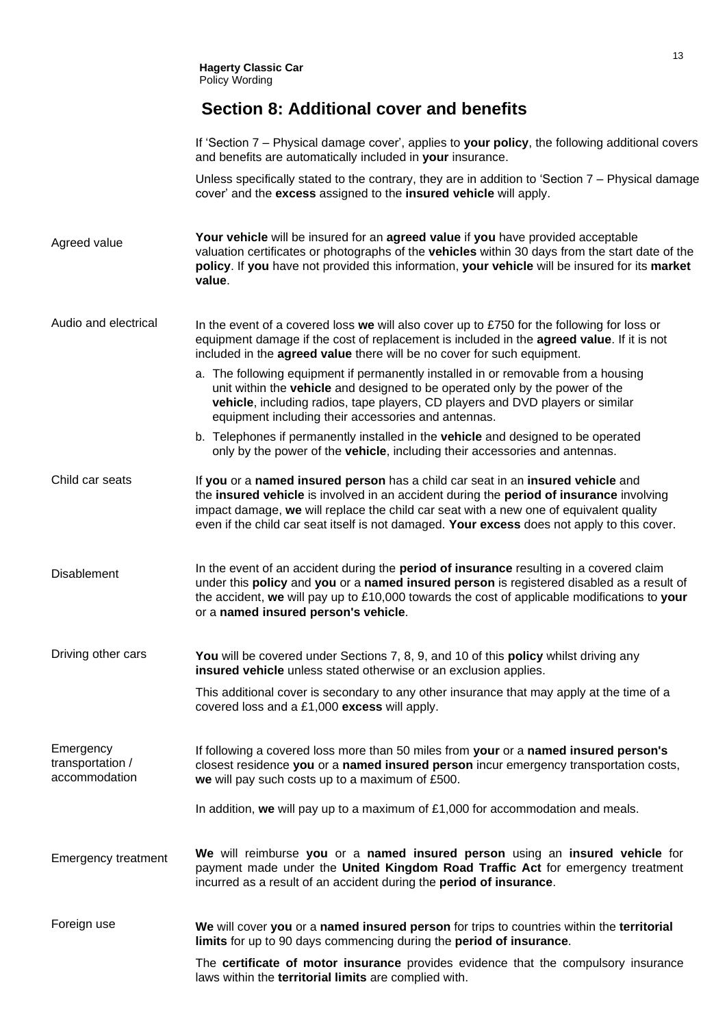# Section 8: Additional cover and benefits

If 'Section 7 – Physical damage cover', applies to **your policy**, the following additional covers and benefits are automatically included in **your** insurance.

Unless specifically stated to the contrary, they are in addition to 'Section 7 – Physical damage cover' and the **excess** assigned to the **insured vehicle** will apply.

### Agreed value

**Your vehicle** will be insured for an **agreed value** if **you** have provided acceptable valuation certificates or photographs of the **vehicles** within 30 days from the start date of the **policy**. If **you** have not provided this information, **your vehicle** will be insured for its **market value**.

### Audio and electrical

In the event of a covered loss **we** will also cover up to £750 for the following for loss or equipment damage if the cost of replacement is included in the **agreed value**. If it is not included in the **agreed value** there will be no cover for such equipment.

a. The following equipment if permanently installed in or removable from a housing unit within the **vehicle** and designed to be operated only by the power of the **vehicle**, including radios, tape players, CD players and DVD players or similar equipment including their accessories and antennas.

b. Telephones if permanently installed in the **vehicle** and designed to be operated only by the power of the **vehicle**, including their accessories and antennas.

### Child car seats

If **you** or a **named insured person** has a child car seat in an **insured vehicle** and the **insured vehicle** is involved in an accident during the **period of insurance** involving impact damage, **we** will replace the child car seat with a new one of equivalent quality even if the child car seat itself is not damaged. **Your excess** does not apply to this cover.

### Disablement

In the event of an accident during the **period of insurance** resulting in a covered claim under this **policy** and **you** or a **named insured person** is registered disabled as a result of the accident, **we** will pay up to £10,000 towards the cost of applicable modifications to **your** or a **named insured person's vehicle**.

### Driving other cars

**You** will be covered under Sections 7, 8, 9, and 10 of this **policy** whilst driving any **insured vehicle** unless stated otherwise or an exclusion applies.

This additional cover is secondary to any other insurance that may apply at the time of a covered loss and a £1,000 **excess** will apply.

### Emergency transportation / accommodation

If following a covered loss more than 50 miles from **your** or a **named insured person's** closest residence **you** or a **named insured person** incur emergency transportation costs, **we** will pay such costs up to a maximum of £500.

In addition, **we** will pay up to a maximum of £1,000 for accommodation and meals.

### Emergency treatment

**We** will reimburse **you** or a **named insured person** using an **insured vehicle** for payment made under the **United Kingdom Road Traffic Act** for emergency treatment incurred as a result of an accident during the **period of insurance**.

### Foreign use

**We** will cover **you** or a **named insured person** for trips to countries within the **territorial limits** for up to 90 days commencing during the **period of insurance**.

The **certificate of motor insurance** provides evidence that the compulsory insurance laws within the **territorial limits** are complied with.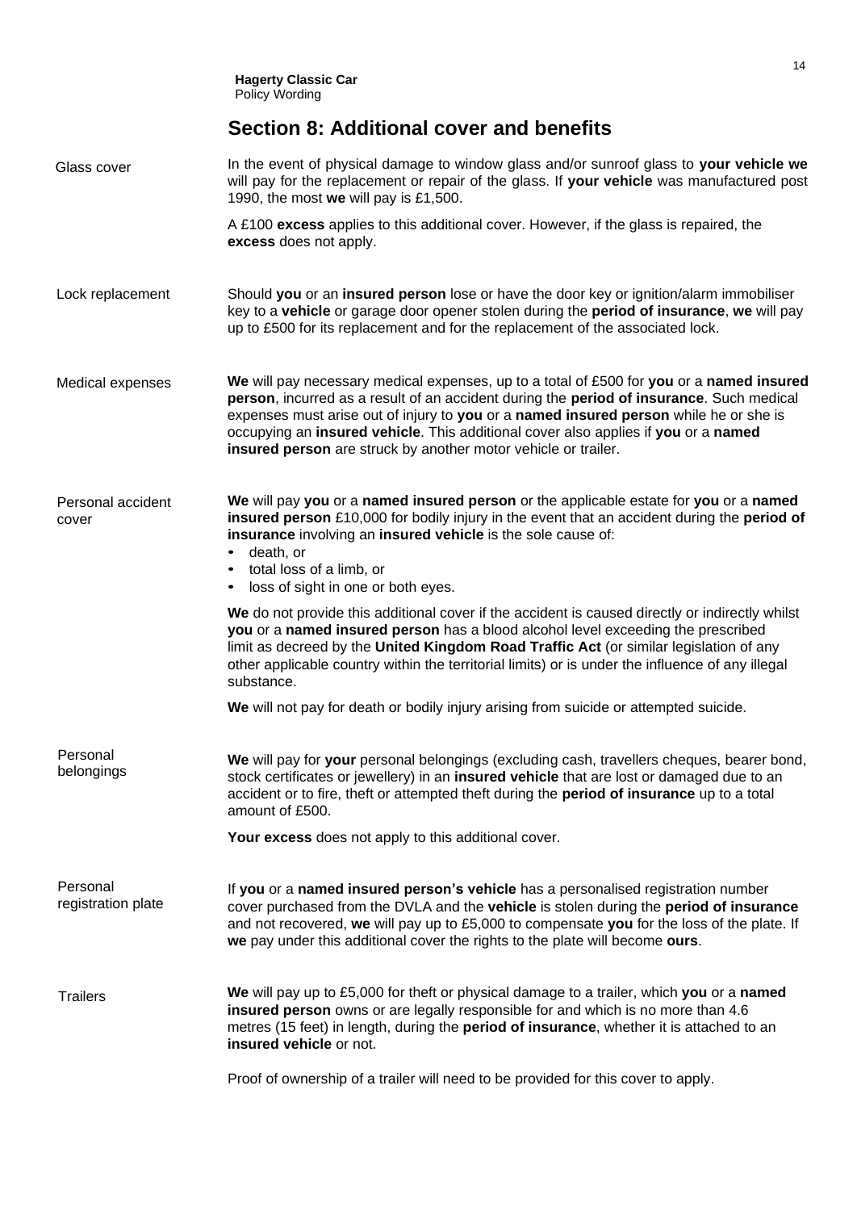## Section 8: Additional cover and benefits

### Glass cover

In the event of physical damage to window glass and/or sunroof glass to **your vehicle we** will pay for the replacement or repair of the glass. If **your vehicle** was manufactured post 1990, the most **we** will pay is £1,500.

A £100 **excess** applies to this additional cover. However, if the glass is repaired, the **excess** does not apply.

### Lock replacement

Should **you** or an **insured person** lose or have the door key or ignition/alarm immobiliser key to a **vehicle** or garage door opener stolen during the **period of insurance**, **we** will pay up to £500 for its replacement and for the replacement of the associated lock.

### Medical expenses

**We** will pay necessary medical expenses, up to a total of £500 for **you** or a **named insured person**, incurred as a result of an accident during the **period of insurance**. Such medical expenses must arise out of injury to **you** or a **named insured person** while he or she is occupying an **insured vehicle**. This additional cover also applies if **you** or a **named insured person** are struck by another motor vehicle or trailer.

### Personal accident cover

**We** will pay **you** or a **named insured person** or the applicable estate for **you** or a **named insured person** £10,000 for bodily injury in the event that an accident during the **period of insurance** involving an **insured vehicle** is the sole cause of:

- death, or
- total loss of a limb, or
- loss of sight in one or both eyes.

**We** do not provide this additional cover if the accident is caused directly or indirectly whilst **you** or a **named insured person** has a blood alcohol level exceeding the prescribed limit as decreed by the **United Kingdom Road Traffic Act** (or similar legislation of any other applicable country within the territorial limits) or is under the influence of any illegal substance.

**We** will not pay for death or bodily injury arising from suicide or attempted suicide.

### Personal belongings

**We** will pay for **your** personal belongings (excluding cash, travellers cheques, bearer bond, stock certificates or jewellery) in an **insured vehicle** that are lost or damaged due to an accident or to fire, theft or attempted theft during the **period of insurance** up to a total amount of £500.

**Your excess** does not apply to this additional cover.

### Personal registration plate

If **you** or a **named insured person's vehicle** has a personalised registration number cover purchased from the DVLA and the **vehicle** is stolen during the **period of insurance** and not recovered, **we** will pay up to £5,000 to compensate **you** for the loss of the plate. If **we** pay under this additional cover the rights to the plate will become **ours**.

### Trailers

**We** will pay up to £5,000 for theft or physical damage to a trailer, which **you** or a **named insured person** owns or are legally responsible for and which is no more than 4.6 metres (15 feet) in length, during the **period of insurance**, whether it is attached to an **insured vehicle** or not.

Proof of ownership of a trailer will need to be provided for this cover to apply.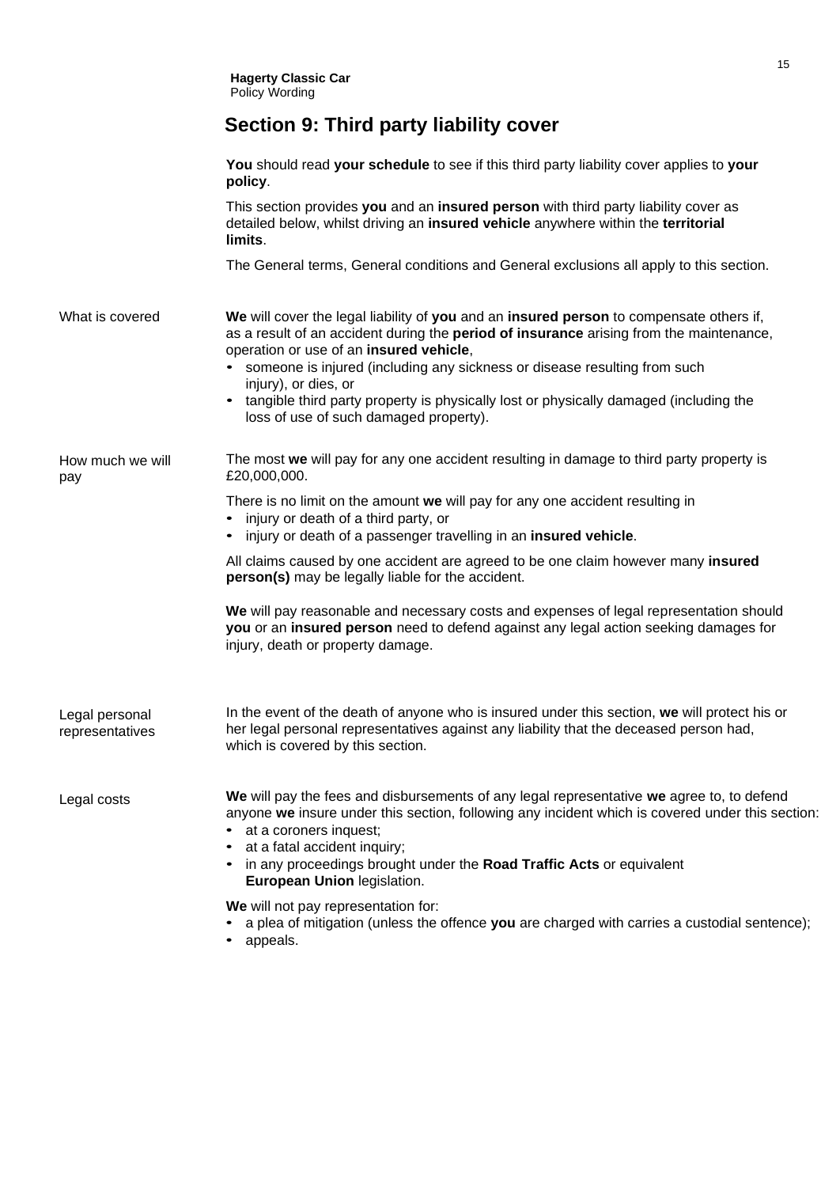## Section 9: Third party liability cover

**You** should read **your schedule** to see if this third party liability cover applies to **your policy**.

This section provides **you** and an **insured person** with third party liability cover as detailed below, whilst driving an **insured vehicle** anywhere within the **territorial limits**.

The General terms, General conditions and General exclusions all apply to this section.

### What is covered

**We** will cover the legal liability of **you** and an **insured person** to compensate others if, as a result of an accident during the **period of insurance** arising from the maintenance, operation or use of an **insured vehicle**,

- someone is injured (including any sickness or disease resulting from such injury), or dies, or
- tangible third party property is physically lost or physically damaged (including the loss of use of such damaged property).

### How much we will pay

The most **we** will pay for any one accident resulting in damage to third party property is £20,000,000.

There is no limit on the amount **we** will pay for any one accident resulting in

- injury or death of a third party, or
- injury or death of a passenger travelling in an **insured vehicle**.

All claims caused by one accident are agreed to be one claim however many **insured person(s)** may be legally liable for the accident.

**We** will pay reasonable and necessary costs and expenses of legal representation should **you** or an **insured person** need to defend against any legal action seeking damages for injury, death or property damage.

### Legal personal representatives

In the event of the death of anyone who is insured under this section, **we** will protect his or her legal personal representatives against any liability that the deceased person had, which is covered by this section.

### Legal costs

**We** will pay the fees and disbursements of any legal representative **we** agree to, to defend anyone **we** insure under this section, following any incident which is covered under this section:

- at a coroners inquest;
- at a fatal accident inquiry;
- in any proceedings brought under the **Road Traffic Acts** or equivalent **European Union** legislation.

**We** will not pay representation for:

- a plea of mitigation (unless the offence **you** are charged with carries a custodial sentence);
- appeals.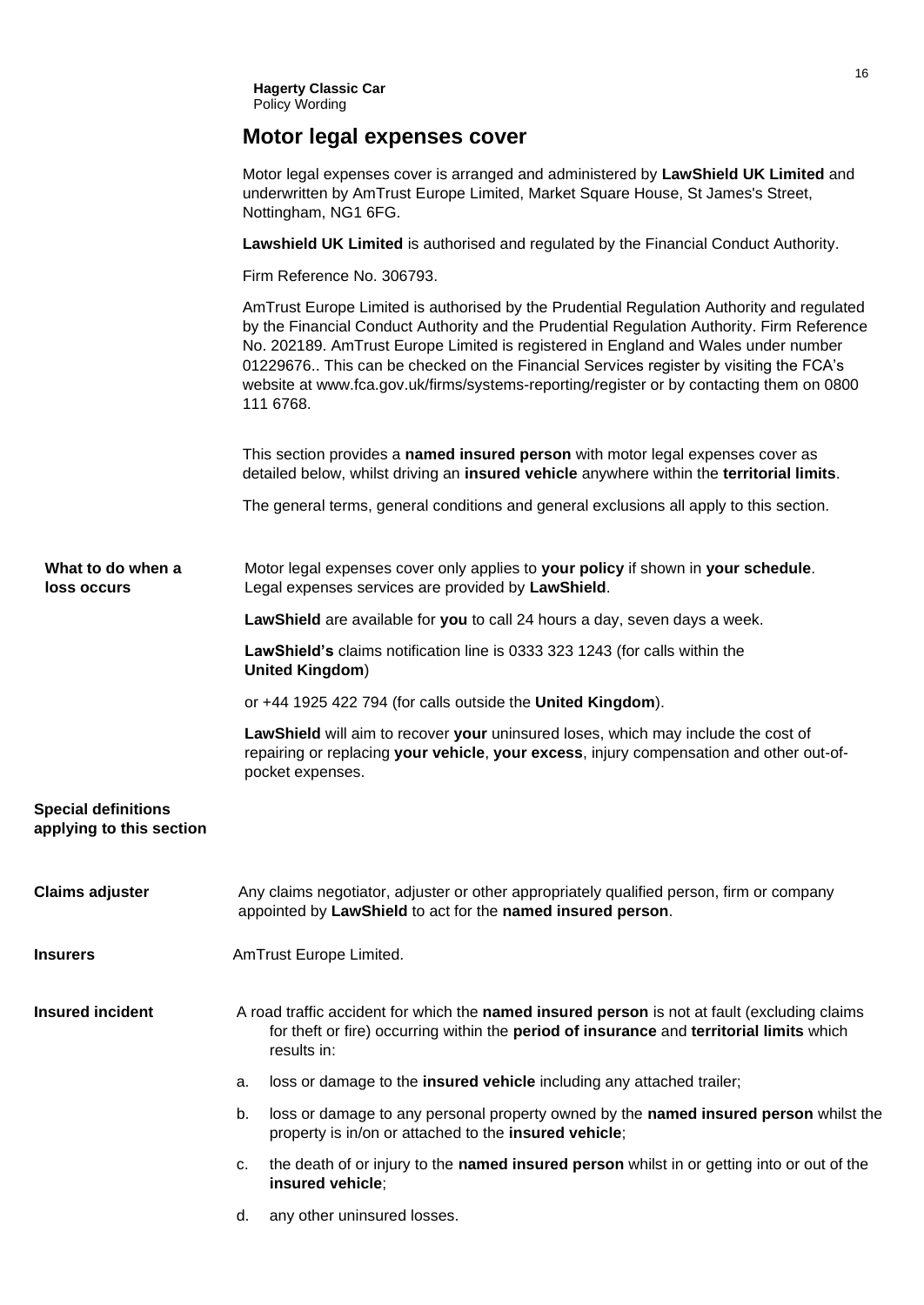## Motor legal expenses cover

Motor legal expenses cover is arranged and administered by **LawShield UK Limited** and underwritten by AmTrust Europe Limited, Market Square House, St James's Street, Nottingham, NG1 6FG.

**Lawshield UK Limited** is authorised and regulated by the Financial Conduct Authority.

Firm Reference No. 306793.

AmTrust Europe Limited is authorised by the Prudential Regulation Authority and regulated by the Financial Conduct Authority and the Prudential Regulation Authority. Firm Reference No. 202189. AmTrust Europe Limited is registered in England and Wales under number 01229676.. This can be checked on the Financial Services register by visiting the FCA's website at www.fca.gov.uk/firms/systems-reporting/register or by contacting them on 0800 111 6768.

This section provides a **named insured person** with motor legal expenses cover as detailed below, whilst driving an **insured vehicle** anywhere within the **territorial limits**.

The general terms, general conditions and general exclusions all apply to this section.

**What to do when a loss occurs**

Motor legal expenses cover only applies to **your policy** if shown in **your schedule**. Legal expenses services are provided by **LawShield**.

**LawShield** are available for **you** to call 24 hours a day, seven days a week.

**LawShield's** claims notification line is 0333 323 1243 (for calls within the **United Kingdom**)

or +44 1925 422 794 (for calls outside the **United Kingdom**).

**LawShield** will aim to recover **your** uninsured loses, which may include the cost of repairing or replacing **your vehicle**, **your excess**, injury compensation and other out-of-pocket expenses.

**Special definitions applying to this section**

**Claims adjuster**

Any claims negotiator, adjuster or other appropriately qualified person, firm or company appointed by **LawShield** to act for the **named insured person**.

**Insurers**

AmTrust Europe Limited.

**Insured incident**

A road traffic accident for which the **named insured person** is not at fault (excluding claims for theft or fire) occurring within the **period of insurance** and **territorial limits** which results in:

a. loss or damage to the **insured vehicle** including any attached trailer;

b. loss or damage to any personal property owned by the **named insured person** whilst the property is in/on or attached to the **insured vehicle**;

c. the death of or injury to the **named insured person** whilst in or getting into or out of the **insured vehicle**;

d. any other uninsured losses.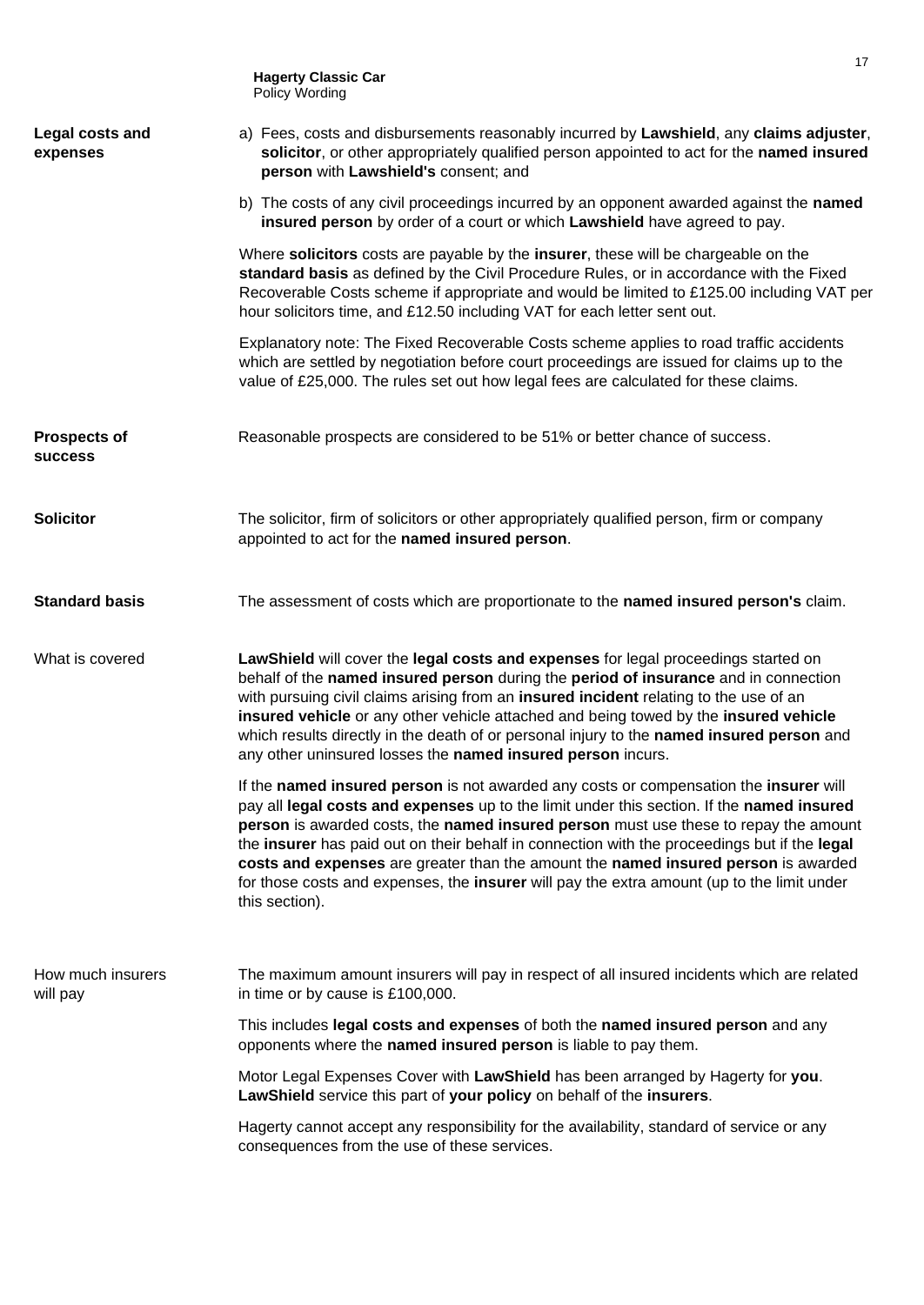**Legal costs and expenses**

a) Fees, costs and disbursements reasonably incurred by **Lawshield**, any **claims adjuster**, **solicitor**, or other appropriately qualified person appointed to act for the **named insured person** with **Lawshield's** consent; and

b) The costs of any civil proceedings incurred by an opponent awarded against the **named insured person** by order of a court or which **Lawshield** have agreed to pay.

Where **solicitors** costs are payable by the **insurer**, these will be chargeable on the **standard basis** as defined by the Civil Procedure Rules, or in accordance with the Fixed Recoverable Costs scheme if appropriate and would be limited to £125.00 including VAT per hour solicitors time, and £12.50 including VAT for each letter sent out.

Explanatory note: The Fixed Recoverable Costs scheme applies to road traffic accidents which are settled by negotiation before court proceedings are issued for claims up to the value of £25,000. The rules set out how legal fees are calculated for these claims.

**Prospects of success**

Reasonable prospects are considered to be 51% or better chance of success.

**Solicitor**

The solicitor, firm of solicitors or other appropriately qualified person, firm or company appointed to act for the **named insured person**.

**Standard basis**

The assessment of costs which are proportionate to the **named insured person's** claim.

What is covered

**LawShield** will cover the **legal costs and expenses** for legal proceedings started on behalf of the **named insured person** during the **period of insurance** and in connection with pursuing civil claims arising from an **insured incident** relating to the use of an **insured vehicle** or any other vehicle attached and being towed by the **insured vehicle** which results directly in the death of or personal injury to the **named insured person** and any other uninsured losses the **named insured person** incurs.

If the **named insured person** is not awarded any costs or compensation the **insurer** will pay all **legal costs and expenses** up to the limit under this section. If the **named insured person** is awarded costs, the **named insured person** must use these to repay the amount the **insurer** has paid out on their behalf in connection with the proceedings but if the **legal costs and expenses** are greater than the amount the **named insured person** is awarded for those costs and expenses, the **insurer** will pay the extra amount (up to the limit under this section).

How much insurers will pay

The maximum amount insurers will pay in respect of all insured incidents which are related in time or by cause is £100,000.

This includes **legal costs and expenses** of both the **named insured person** and any opponents where the **named insured person** is liable to pay them.

Motor Legal Expenses Cover with **LawShield** has been arranged by Hagerty for **you**. **LawShield** service this part of **your policy** on behalf of the **insurers**.

Hagerty cannot accept any responsibility for the availability, standard of service or any consequences from the use of these services.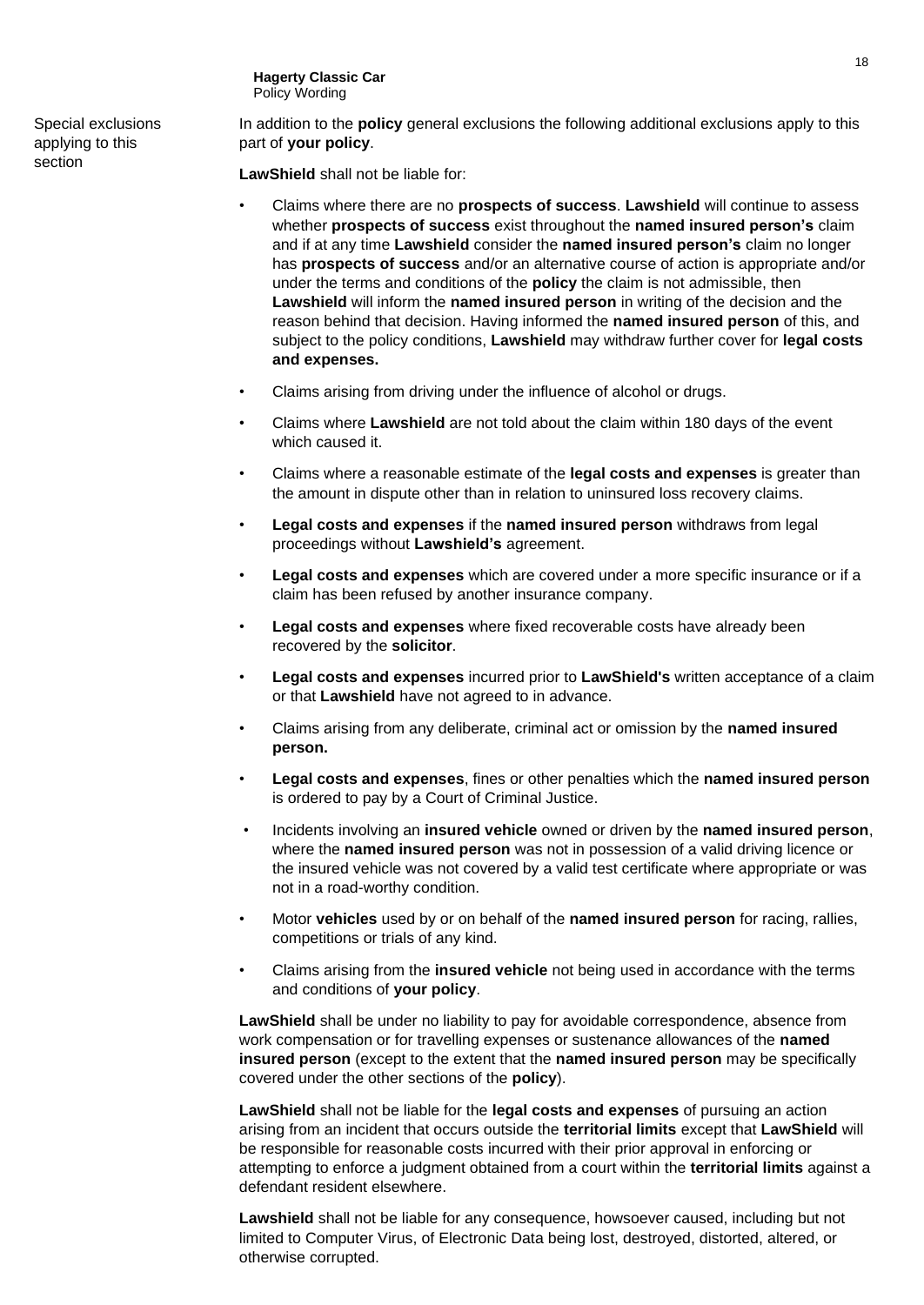Special exclusions applying to this section

In addition to the **policy** general exclusions the following additional exclusions apply to this part of **your policy**.

**LawShield** shall not be liable for:

- Claims where there are no **prospects of success**. **Lawshield** will continue to assess whether **prospects of success** exist throughout the **named insured person's** claim and if at any time **Lawshield** consider the **named insured person's** claim no longer has **prospects of success** and/or an alternative course of action is appropriate and/or under the terms and conditions of the **policy** the claim is not admissible, then **Lawshield** will inform the **named insured person** in writing of the decision and the reason behind that decision. Having informed the **named insured person** of this, and subject to the policy conditions, **Lawshield** may withdraw further cover for **legal costs and expenses.**
- Claims arising from driving under the influence of alcohol or drugs.
- Claims where **Lawshield** are not told about the claim within 180 days of the event which caused it.
- Claims where a reasonable estimate of the **legal costs and expenses** is greater than the amount in dispute other than in relation to uninsured loss recovery claims.
- **Legal costs and expenses** if the **named insured person** withdraws from legal proceedings without **Lawshield's** agreement.
- **Legal costs and expenses** which are covered under a more specific insurance or if a claim has been refused by another insurance company.
- **Legal costs and expenses** where fixed recoverable costs have already been recovered by the **solicitor**.
- **Legal costs and expenses** incurred prior to **LawShield's** written acceptance of a claim or that **Lawshield** have not agreed to in advance.
- Claims arising from any deliberate, criminal act or omission by the **named insured person.**
- **Legal costs and expenses**, fines or other penalties which the **named insured person** is ordered to pay by a Court of Criminal Justice.
- Incidents involving an **insured vehicle** owned or driven by the **named insured person**, where the **named insured person** was not in possession of a valid driving licence or the insured vehicle was not covered by a valid test certificate where appropriate or was not in a road-worthy condition.
- Motor **vehicles** used by or on behalf of the **named insured person** for racing, rallies, competitions or trials of any kind.
- Claims arising from the **insured vehicle** not being used in accordance with the terms and conditions of **your policy**.

**LawShield** shall be under no liability to pay for avoidable correspondence, absence from work compensation or for travelling expenses or sustenance allowances of the **named insured person** (except to the extent that the **named insured person** may be specifically covered under the other sections of the **policy**).

**LawShield** shall not be liable for the **legal costs and expenses** of pursuing an action arising from an incident that occurs outside the **territorial limits** except that **LawShield** will be responsible for reasonable costs incurred with their prior approval in enforcing or attempting to enforce a judgment obtained from a court within the **territorial limits** against a defendant resident elsewhere.

**Lawshield** shall not be liable for any consequence, howsoever caused, including but not limited to Computer Virus, of Electronic Data being lost, destroyed, distorted, altered, or otherwise corrupted.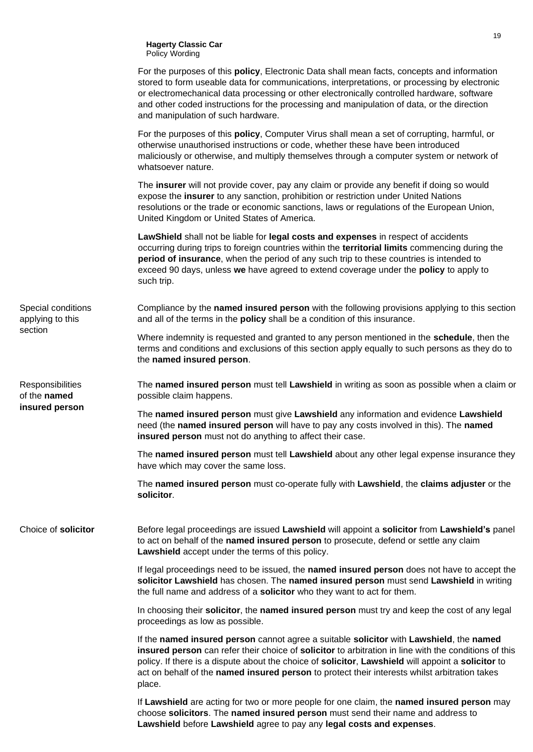For the purposes of this **policy**, Electronic Data shall mean facts, concepts and information stored to form useable data for communications, interpretations, or processing by electronic or electromechanical data processing or other electronically controlled hardware, software and other coded instructions for the processing and manipulation of data, or the direction and manipulation of such hardware.

For the purposes of this **policy**, Computer Virus shall mean a set of corrupting, harmful, or otherwise unauthorised instructions or code, whether these have been introduced maliciously or otherwise, and multiply themselves through a computer system or network of whatsoever nature.

The **insurer** will not provide cover, pay any claim or provide any benefit if doing so would expose the **insurer** to any sanction, prohibition or restriction under United Nations resolutions or the trade or economic sanctions, laws or regulations of the European Union, United Kingdom or United States of America.

**LawShield** shall not be liable for **legal costs and expenses** in respect of accidents occurring during trips to foreign countries within the **territorial limits** commencing during the **period of insurance**, when the period of any such trip to these countries is intended to exceed 90 days, unless **we** have agreed to extend coverage under the **policy** to apply to such trip.

### Special conditions applying to this section

Compliance by the **named insured person** with the following provisions applying to this section and all of the terms in the **policy** shall be a condition of this insurance.

Where indemnity is requested and granted to any person mentioned in the **schedule**, then the terms and conditions and exclusions of this section apply equally to such persons as they do to the **named insured person**.

### Responsibilities of the **named insured person**

The **named insured person** must tell **Lawshield** in writing as soon as possible when a claim or possible claim happens.

The **named insured person** must give **Lawshield** any information and evidence **Lawshield** need (the **named insured person** will have to pay any costs involved in this). The **named insured person** must not do anything to affect their case.

The **named insured person** must tell **Lawshield** about any other legal expense insurance they have which may cover the same loss.

The **named insured person** must co-operate fully with **Lawshield**, the **claims adjuster** or the **solicitor**.

### Choice of **solicitor**

Before legal proceedings are issued **Lawshield** will appoint a **solicitor** from **Lawshield's** panel to act on behalf of the **named insured person** to prosecute, defend or settle any claim **Lawshield** accept under the terms of this policy.

If legal proceedings need to be issued, the **named insured person** does not have to accept the **solicitor Lawshield** has chosen. The **named insured person** must send **Lawshield** in writing the full name and address of a **solicitor** who they want to act for them.

In choosing their **solicitor**, the **named insured person** must try and keep the cost of any legal proceedings as low as possible.

If the **named insured person** cannot agree a suitable **solicitor** with **Lawshield**, the **named insured person** can refer their choice of **solicitor** to arbitration in line with the conditions of this policy. If there is a dispute about the choice of **solicitor**, **Lawshield** will appoint a **solicitor** to act on behalf of the **named insured person** to protect their interests whilst arbitration takes place.

If **Lawshield** are acting for two or more people for one claim, the **named insured person** may choose **solicitors**. The **named insured person** must send their name and address to **Lawshield** before **Lawshield** agree to pay any **legal costs and expenses**.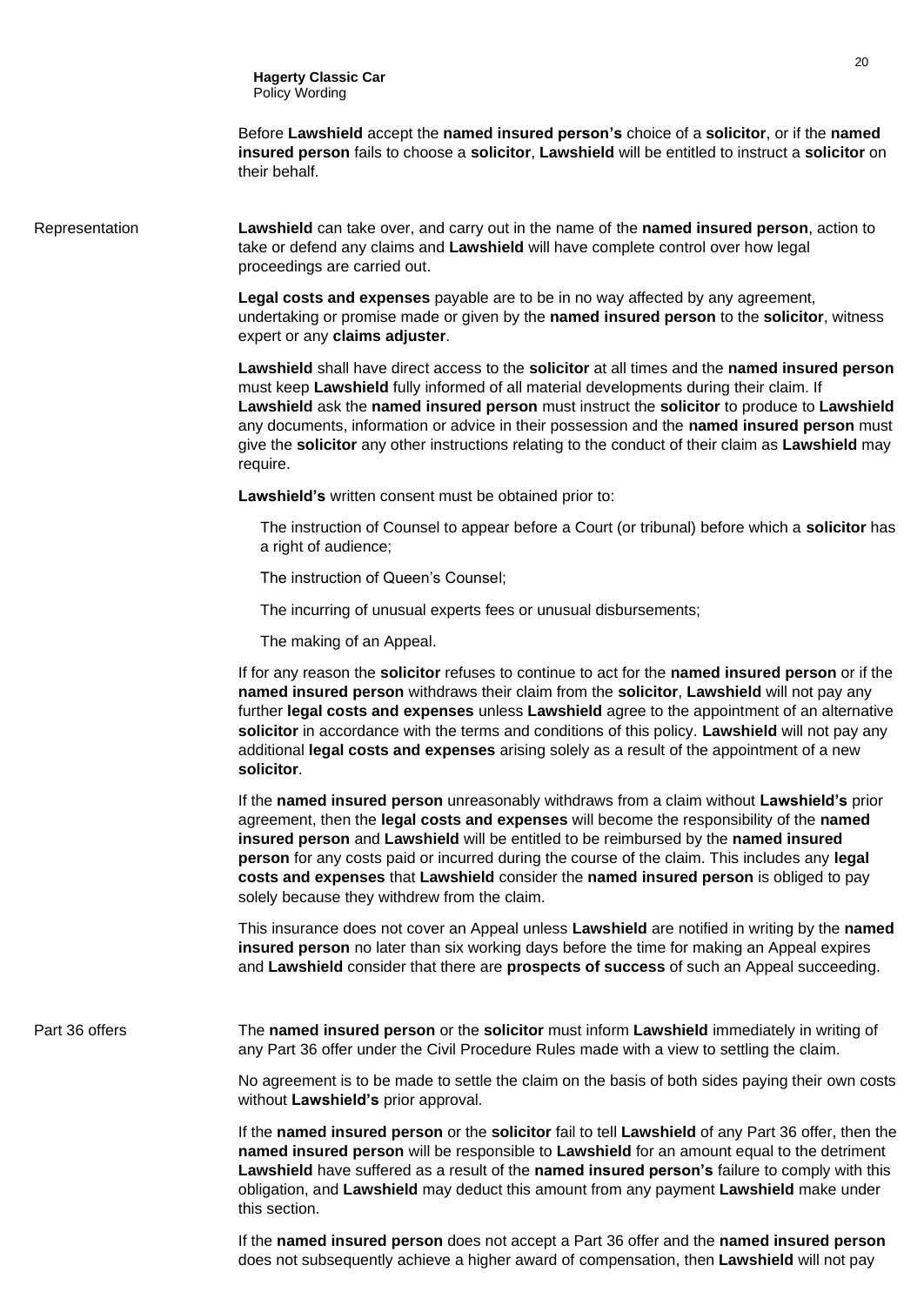Before **Lawshield** accept the **named insured person's** choice of a **solicitor**, or if the **named insured person** fails to choose a **solicitor**, **Lawshield** will be entitled to instruct a **solicitor** on their behalf.

Representation

**Lawshield** can take over, and carry out in the name of the **named insured person**, action to take or defend any claims and **Lawshield** will have complete control over how legal proceedings are carried out.

**Legal costs and expenses** payable are to be in no way affected by any agreement, undertaking or promise made or given by the **named insured person** to the **solicitor**, witness expert or any **claims adjuster**.

**Lawshield** shall have direct access to the **solicitor** at all times and the **named insured person** must keep **Lawshield** fully informed of all material developments during their claim. If **Lawshield** ask the **named insured person** must instruct the **solicitor** to produce to **Lawshield** any documents, information or advice in their possession and the **named insured person** must give the **solicitor** any other instructions relating to the conduct of their claim as **Lawshield** may require.

**Lawshield's** written consent must be obtained prior to:

The instruction of Counsel to appear before a Court (or tribunal) before which a **solicitor** has a right of audience;

The instruction of Queen's Counsel;

The incurring of unusual experts fees or unusual disbursements;

The making of an Appeal.

If for any reason the **solicitor** refuses to continue to act for the **named insured person** or if the **named insured person** withdraws their claim from the **solicitor**, **Lawshield** will not pay any further **legal costs and expenses** unless **Lawshield** agree to the appointment of an alternative **solicitor** in accordance with the terms and conditions of this policy. **Lawshield** will not pay any additional **legal costs and expenses** arising solely as a result of the appointment of a new **solicitor**.

If the **named insured person** unreasonably withdraws from a claim without **Lawshield's** prior agreement, then the **legal costs and expenses** will become the responsibility of the **named insured person** and **Lawshield** will be entitled to be reimbursed by the **named insured person** for any costs paid or incurred during the course of the claim. This includes any **legal costs and expenses** that **Lawshield** consider the **named insured person** is obliged to pay solely because they withdrew from the claim.

This insurance does not cover an Appeal unless **Lawshield** are notified in writing by the **named insured person** no later than six working days before the time for making an Appeal expires and **Lawshield** consider that there are **prospects of success** of such an Appeal succeeding.

Part 36 offers

The **named insured person** or the **solicitor** must inform **Lawshield** immediately in writing of any Part 36 offer under the Civil Procedure Rules made with a view to settling the claim.

No agreement is to be made to settle the claim on the basis of both sides paying their own costs without **Lawshield's** prior approval.

If the **named insured person** or the **solicitor** fail to tell **Lawshield** of any Part 36 offer, then the **named insured person** will be responsible to **Lawshield** for an amount equal to the detriment **Lawshield** have suffered as a result of the **named insured person's** failure to comply with this obligation, and **Lawshield** may deduct this amount from any payment **Lawshield** make under this section.

If the **named insured person** does not accept a Part 36 offer and the **named insured person** does not subsequently achieve a higher award of compensation, then **Lawshield** will not pay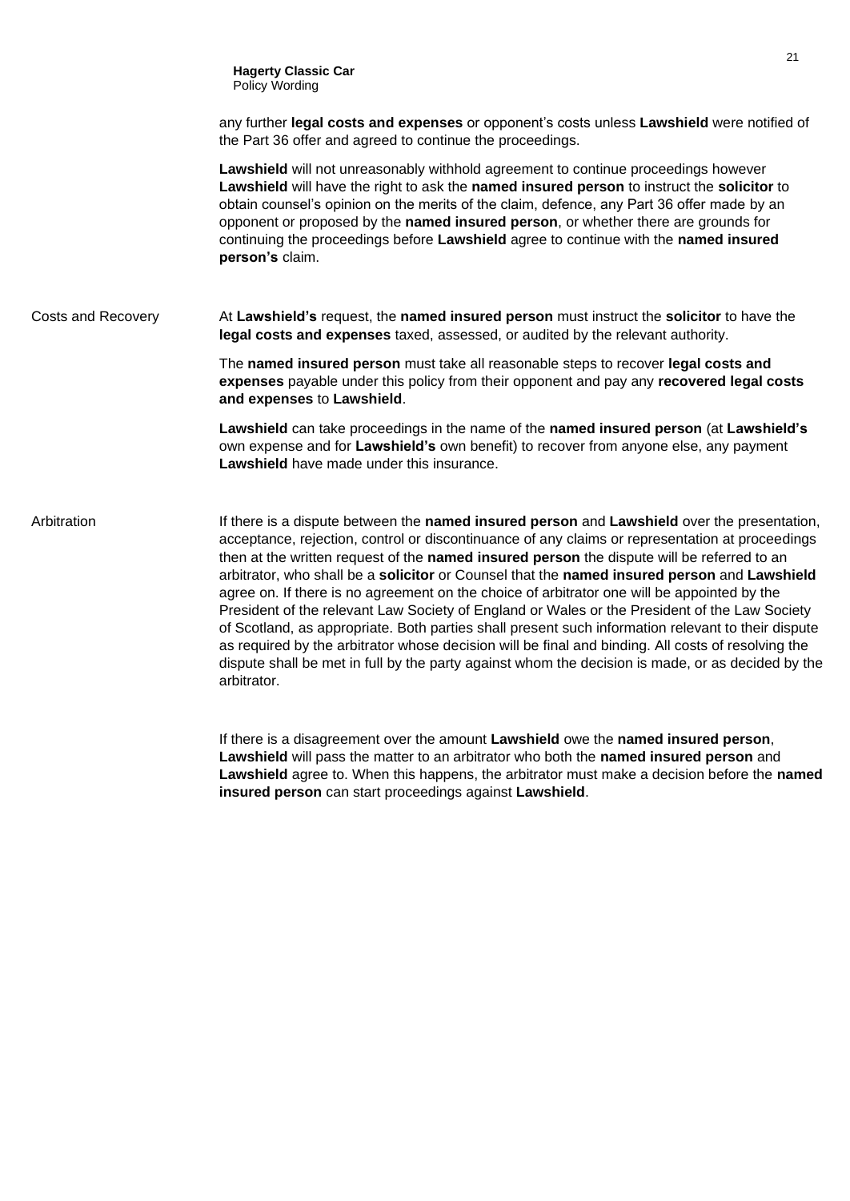any further **legal costs and expenses** or opponent's costs unless **Lawshield** were notified of the Part 36 offer and agreed to continue the proceedings.

**Lawshield** will not unreasonably withhold agreement to continue proceedings however **Lawshield** will have the right to ask the **named insured person** to instruct the **solicitor** to obtain counsel's opinion on the merits of the claim, defence, any Part 36 offer made by an opponent or proposed by the **named insured person**, or whether there are grounds for continuing the proceedings before **Lawshield** agree to continue with the **named insured person's** claim.

**Costs and Recovery**

At **Lawshield's** request, the **named insured person** must instruct the **solicitor** to have the **legal costs and expenses** taxed, assessed, or audited by the relevant authority.

The **named insured person** must take all reasonable steps to recover **legal costs and expenses** payable under this policy from their opponent and pay any **recovered legal costs and expenses** to **Lawshield**.

**Lawshield** can take proceedings in the name of the **named insured person** (at **Lawshield's** own expense and for **Lawshield's** own benefit) to recover from anyone else, any payment **Lawshield** have made under this insurance.

**Arbitration**

If there is a dispute between the **named insured person** and **Lawshield** over the presentation, acceptance, rejection, control or discontinuance of any claims or representation at proceedings then at the written request of the **named insured person** the dispute will be referred to an arbitrator, who shall be a **solicitor** or Counsel that the **named insured person** and **Lawshield** agree on. If there is no agreement on the choice of arbitrator one will be appointed by the President of the relevant Law Society of England or Wales or the President of the Law Society of Scotland, as appropriate. Both parties shall present such information relevant to their dispute as required by the arbitrator whose decision will be final and binding. All costs of resolving the dispute shall be met in full by the party against whom the decision is made, or as decided by the arbitrator.

If there is a disagreement over the amount **Lawshield** owe the **named insured person**, **Lawshield** will pass the matter to an arbitrator who both the **named insured person** and **Lawshield** agree to. When this happens, the arbitrator must make a decision before the **named insured person** can start proceedings against **Lawshield**.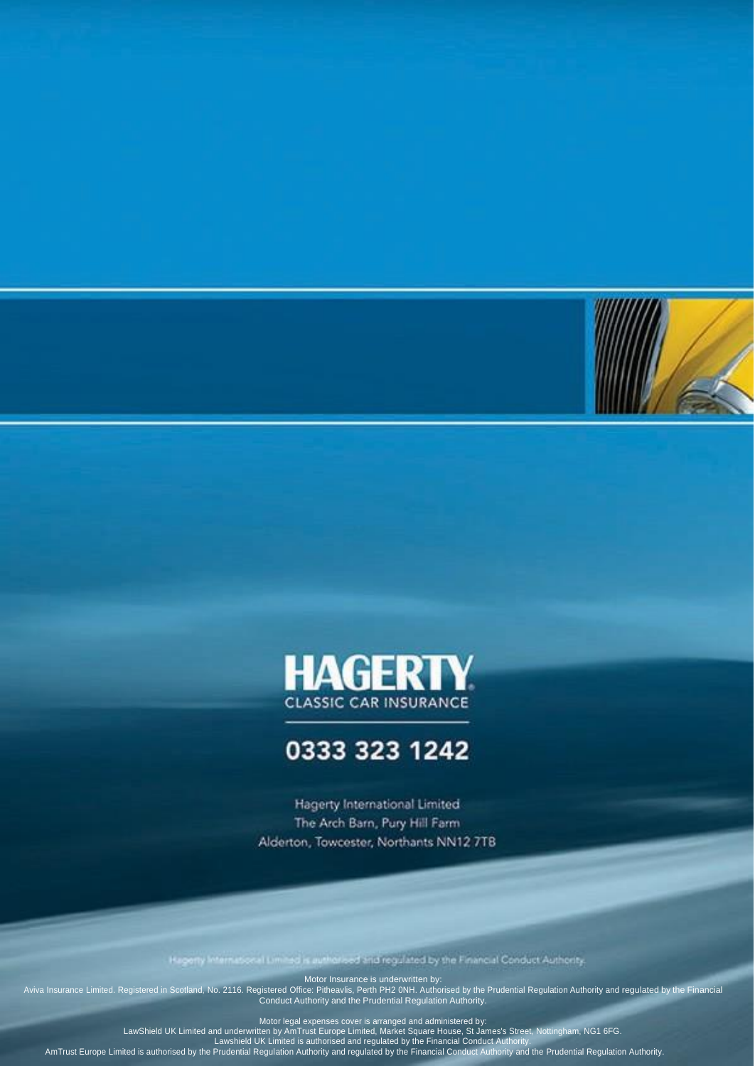HAGERTY
CLASSIC CAR INSURANCE

0333 323 1242

Hagerty International Limited
The Arch Barn, Pury Hill Farm
Alderton, Towcester, Northants NN12 7TB

Hagerty International Limited is authorised and regulated by the Financial Conduct Authority.

Motor Insurance is underwritten by:
Aviva Insurance Limited. Registered in Scotland, No. 2116. Registered Office: Pitheavlis, Perth PH2 0NH. Authorised by the Prudential Regulation Authority and regulated by the Financial Conduct Authority and the Prudential Regulation Authority.

Motor legal expenses cover is arranged and administered by:
LawShield UK Limited and underwritten by AmTrust Europe Limited, Market Square House, St James's Street, Nottingham, NG1 6FG.
Lawshield UK Limited is authorised and regulated by the Financial Conduct Authority.
AmTrust Europe Limited is authorised by the Prudential Regulation Authority and regulated by the Financial Conduct Authority and the Prudential Regulation Authority.